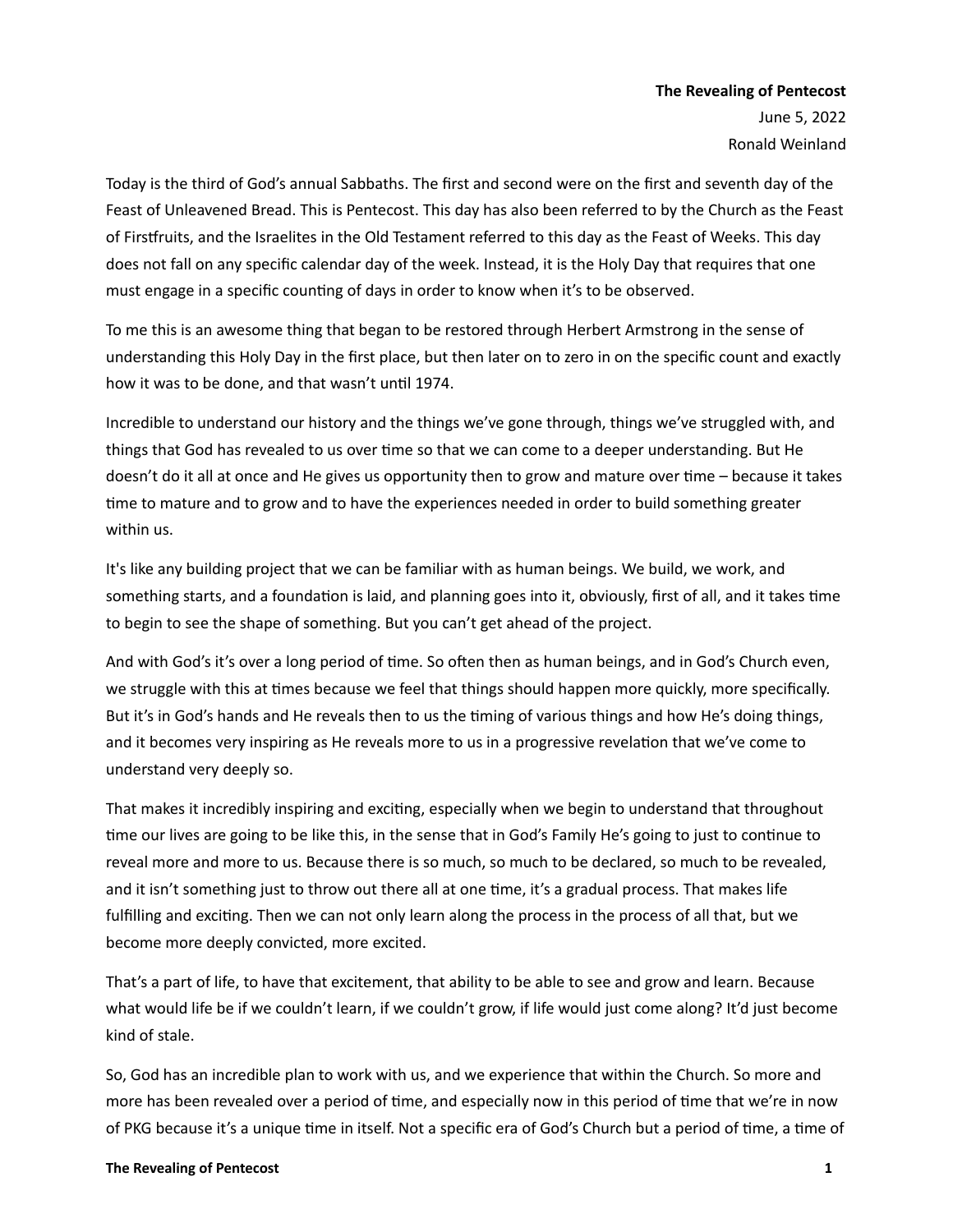**The Revealing of Pentecost**

June 5, 2022

Ronald Weinland

Today is the third of God's annual Sabbaths. The first and second were on the first and seventh day of the Feast of Unleavened Bread. This is Pentecost. This day has also been referred to by the Church as the Feast of Firstfruits, and the Israelites in the Old Testament referred to this day as the Feast of Weeks. This day does not fall on any specific calendar day of the week. Instead, it is the Holy Day that requires that one must engage in a specific counting of days in order to know when it's to be observed.

To me this is an awesome thing that began to be restored through Herbert Armstrong in the sense of understanding this Holy Day in the first place, but then later on to zero in on the specific count and exactly how it was to be done, and that wasn't until 1974.

Incredible to understand our history and the things we've gone through, things we've struggled with, and things that God has revealed to us over time so that we can come to a deeper understanding. But He doesn't do it all at once and He gives us opportunity then to grow and mature over time – because it takes time to mature and to grow and to have the experiences needed in order to build something greater within us.

It's like any building project that we can be familiar with as human beings. We build, we work, and something starts, and a foundation is laid, and planning goes into it, obviously, first of all, and it takes time to begin to see the shape of something. But you can't get ahead of the project.

And with God's it's over a long period of time. So often then as human beings, and in God's Church even, we struggle with this at times because we feel that things should happen more quickly, more specifically. But it's in God's hands and He reveals then to us the timing of various things and how He's doing things, and it becomes very inspiring as He reveals more to us in a progressive revelation that we've come to understand very deeply so.

That makes it incredibly inspiring and exciting, especially when we begin to understand that throughout time our lives are going to be like this, in the sense that in God's Family He's going to just to continue to reveal more and more to us. Because there is so much, so much to be declared, so much to be revealed, and it isn't something just to throw out there all at one time, it's a gradual process. That makes life fulfilling and exciting. Then we can not only learn along the process in the process of all that, but we become more deeply convicted, more excited.

That's a part of life, to have that excitement, that ability to be able to see and grow and learn. Because what would life be if we couldn't learn, if we couldn't grow, if life would just come along? It'd just become kind of stale.

So, God has an incredible plan to work with us, and we experience that within the Church. So more and more has been revealed over a period of time, and especially now in this period of time that we're in now of PKG because it's a unique time in itself. Not a specific era of God's Church but a period of time, a time of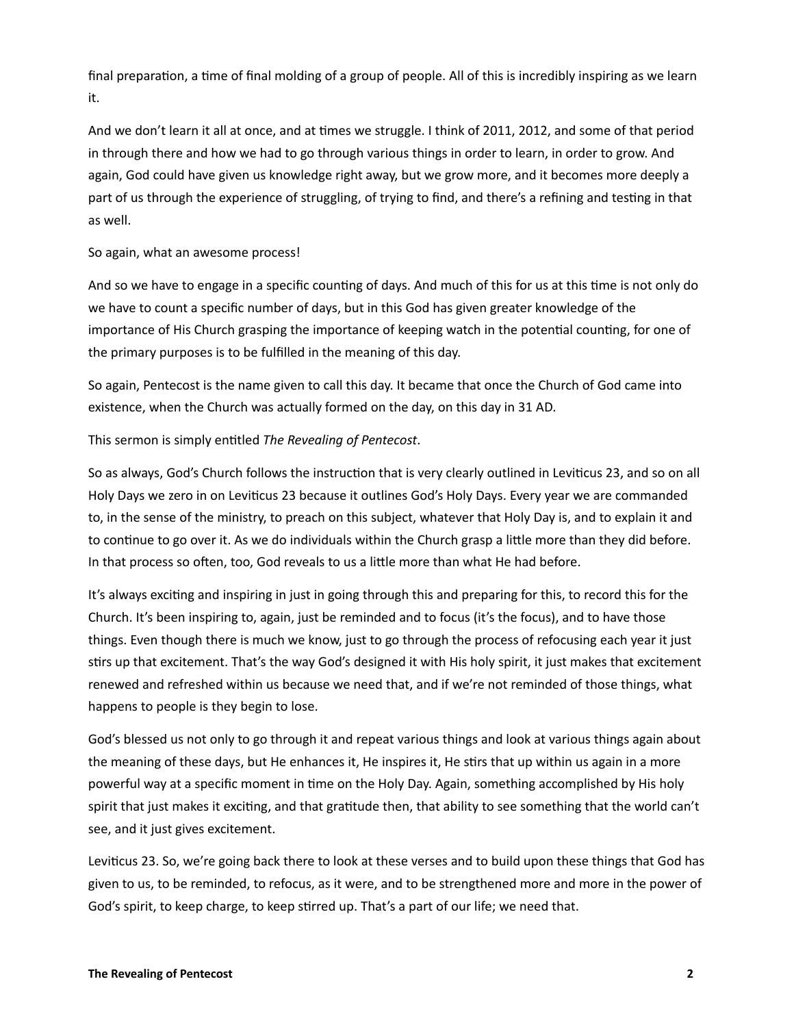final preparation, a time of final molding of a group of people. All of this is incredibly inspiring as we learn it.

And we don't learn it all at once, and at times we struggle. I think of 2011, 2012, and some of that period in through there and how we had to go through various things in order to learn, in order to grow. And again, God could have given us knowledge right away, but we grow more, and it becomes more deeply a part of us through the experience of struggling, of trying to find, and there's a refining and testing in that as well.

So again, what an awesome process!

And so we have to engage in a specific counting of days. And much of this for us at this time is not only do we have to count a specific number of days, but in this God has given greater knowledge of the importance of His Church grasping the importance of keeping watch in the potential counting, for one of the primary purposes is to be fulfilled in the meaning of this day.

So again, Pentecost is the name given to call this day. It became that once the Church of God came into existence, when the Church was actually formed on the day, on this day in 31 AD.

This sermon is simply entitled *The Revealing of Pentecost*.

So as always, God's Church follows the instruction that is very clearly outlined in Leviticus 23, and so on all Holy Days we zero in on Leviticus 23 because it outlines God's Holy Days. Every year we are commanded to, in the sense of the ministry, to preach on this subject, whatever that Holy Day is, and to explain it and to continue to go over it. As we do individuals within the Church grasp a little more than they did before. In that process so often, too, God reveals to us a little more than what He had before.

It's always exciting and inspiring in just in going through this and preparing for this, to record this for the Church. It's been inspiring to, again, just be reminded and to focus (it's the focus), and to have those things. Even though there is much we know, just to go through the process of refocusing each year it just stirs up that excitement. That's the way God's designed it with His holy spirit, it just makes that excitement renewed and refreshed within us because we need that, and if we're not reminded of those things, what happens to people is they begin to lose.

God's blessed us not only to go through it and repeat various things and look at various things again about the meaning of these days, but He enhances it, He inspires it, He stirs that up within us again in a more powerful way at a specific moment in time on the Holy Day. Again, something accomplished by His holy spirit that just makes it exciting, and that gratitude then, that ability to see something that the world can't see, and it just gives excitement.

Leviticus 23. So, we're going back there to look at these verses and to build upon these things that God has given to us, to be reminded, to refocus, as it were, and to be strengthened more and more in the power of God's spirit, to keep charge, to keep stirred up. That's a part of our life; we need that.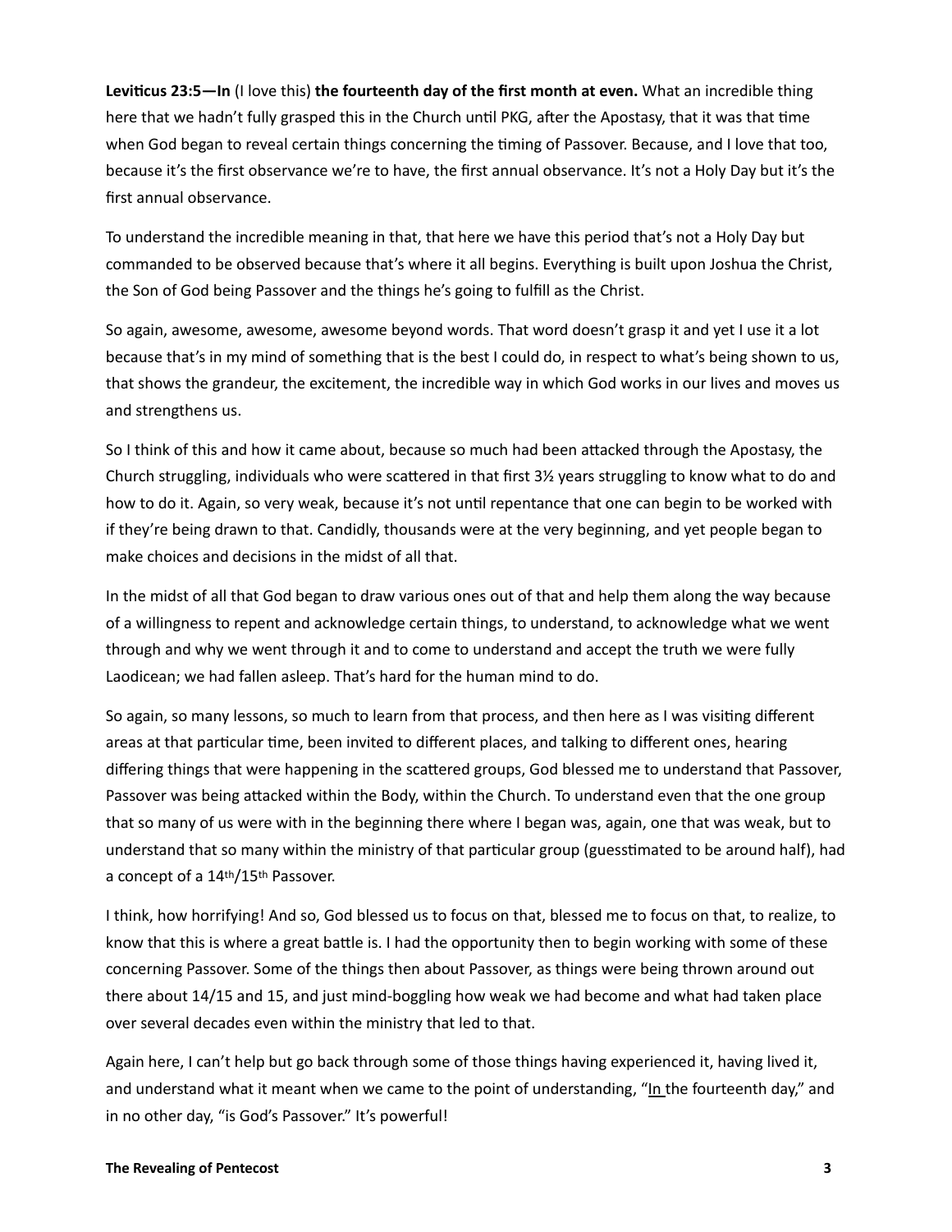**Leviticus 23:5—In** (I love this) **the fourteenth day of the first month at even.** What an incredible thing here that we hadn't fully grasped this in the Church until PKG, after the Apostasy, that it was that time when God began to reveal certain things concerning the timing of Passover. Because, and I love that too, because it's the first observance we're to have, the first annual observance. It's not a Holy Day but it's the first annual observance.

To understand the incredible meaning in that, that here we have this period that's not a Holy Day but commanded to be observed because that's where it all begins. Everything is built upon Joshua the Christ, the Son of God being Passover and the things he's going to fulfill as the Christ.

So again, awesome, awesome, awesome beyond words. That word doesn't grasp it and yet I use it a lot because that's in my mind of something that is the best I could do, in respect to what's being shown to us, that shows the grandeur, the excitement, the incredible way in which God works in our lives and moves us and strengthens us.

So I think of this and how it came about, because so much had been attacked through the Apostasy, the Church struggling, individuals who were scattered in that first 3½ years struggling to know what to do and how to do it. Again, so very weak, because it's not until repentance that one can begin to be worked with if they're being drawn to that. Candidly, thousands were at the very beginning, and yet people began to make choices and decisions in the midst of all that.

In the midst of all that God began to draw various ones out of that and help them along the way because of a willingness to repent and acknowledge certain things, to understand, to acknowledge what we went through and why we went through it and to come to understand and accept the truth we were fully Laodicean; we had fallen asleep. That's hard for the human mind to do.

So again, so many lessons, so much to learn from that process, and then here as I was visiting different areas at that particular time, been invited to different places, and talking to different ones, hearing differing things that were happening in the scattered groups, God blessed me to understand that Passover, Passover was being attacked within the Body, within the Church. To understand even that the one group that so many of us were with in the beginning there where I began was, again, one that was weak, but to understand that so many within the ministry of that particular group (guesstimated to be around half), had a concept of a 14th/15th Passover.

I think, how horrifying! And so, God blessed us to focus on that, blessed me to focus on that, to realize, to know that this is where a great battle is. I had the opportunity then to begin working with some of these concerning Passover. Some of the things then about Passover, as things were being thrown around out there about 14/15 and 15, and just mind-boggling how weak we had become and what had taken place over several decades even within the ministry that led to that.

Again here, I can't help but go back through some of those things having experienced it, having lived it, and understand what it meant when we came to the point of understanding, "<u>In</u> the fourteenth day," and in no other day, "is God's Passover." It's powerful!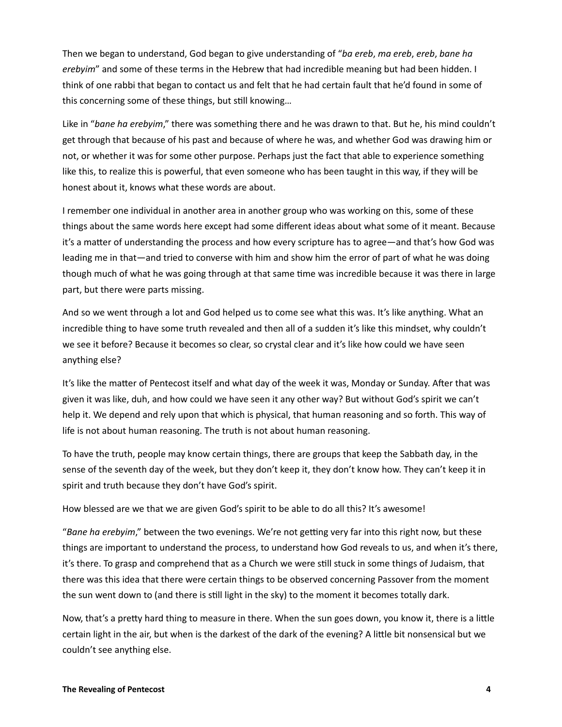Then we began to understand, God began to give understanding of "*ba ereb*, *ma ereb*, *ereb*, *bane ha erebyim*" and some of these terms in the Hebrew that had incredible meaning but had been hidden. I think of one rabbi that began to contact us and felt that he had certain fault that he'd found in some of this concerning some of these things, but still knowing…

Like in "*bane ha erebyim*," there was something there and he was drawn to that. But he, his mind couldn't get through that because of his past and because of where he was, and whether God was drawing him or not, or whether it was for some other purpose. Perhaps just the fact that able to experience something like this, to realize this is powerful, that even someone who has been taught in this way, if they will be honest about it, knows what these words are about.

I remember one individual in another area in another group who was working on this, some of these things about the same words here except had some different ideas about what some of it meant. Because it's a matter of understanding the process and how every scripture has to agree—and that's how God was leading me in that—and tried to converse with him and show him the error of part of what he was doing though much of what he was going through at that same time was incredible because it was there in large part, but there were parts missing.

And so we went through a lot and God helped us to come see what this was. It's like anything. What an incredible thing to have some truth revealed and then all of a sudden it's like this mindset, why couldn't we see it before? Because it becomes so clear, so crystal clear and it's like how could we have seen anything else?

It's like the matter of Pentecost itself and what day of the week it was, Monday or Sunday. After that was given it was like, duh, and how could we have seen it any other way? But without God's spirit we can't help it. We depend and rely upon that which is physical, that human reasoning and so forth. This way of life is not about human reasoning. The truth is not about human reasoning.

To have the truth, people may know certain things, there are groups that keep the Sabbath day, in the sense of the seventh day of the week, but they don't keep it, they don't know how. They can't keep it in spirit and truth because they don't have God's spirit.

How blessed are we that we are given God's spirit to be able to do all this? It's awesome!

"*Bane ha erebyim*," between the two evenings. We're not getting very far into this right now, but these things are important to understand the process, to understand how God reveals to us, and when it's there, it's there. To grasp and comprehend that as a Church we were still stuck in some things of Judaism, that there was this idea that there were certain things to be observed concerning Passover from the moment the sun went down to (and there is still light in the sky) to the moment it becomes totally dark.

Now, that's a pretty hard thing to measure in there. When the sun goes down, you know it, there is a little certain light in the air, but when is the darkest of the dark of the evening? A little bit nonsensical but we couldn't see anything else.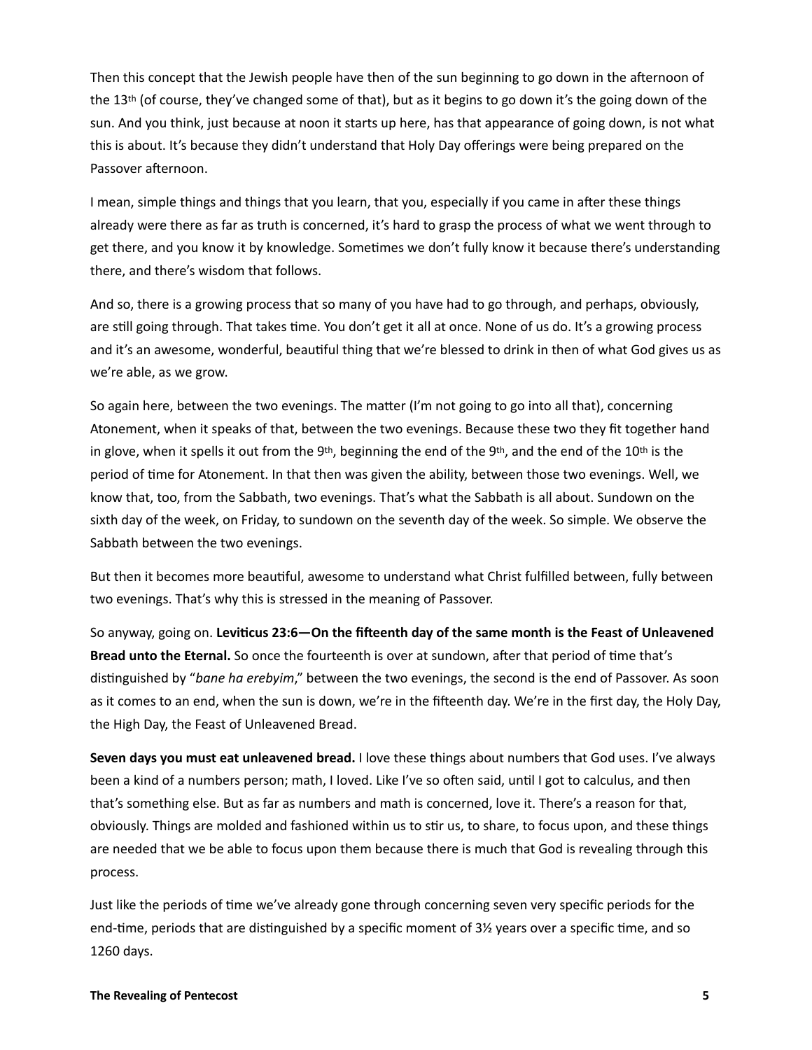Then this concept that the Jewish people have then of the sun beginning to go down in the afternoon of the 13th (of course, they've changed some of that), but as it begins to go down it's the going down of the sun. And you think, just because at noon it starts up here, has that appearance of going down, is not what this is about. It's because they didn't understand that Holy Day offerings were being prepared on the Passover afternoon.

I mean, simple things and things that you learn, that you, especially if you came in after these things already were there as far as truth is concerned, it's hard to grasp the process of what we went through to get there, and you know it by knowledge. Sometimes we don't fully know it because there's understanding there, and there's wisdom that follows.

And so, there is a growing process that so many of you have had to go through, and perhaps, obviously, are still going through. That takes time. You don't get it all at once. None of us do. It's a growing process and it's an awesome, wonderful, beautiful thing that we're blessed to drink in then of what God gives us as we're able, as we grow.

So again here, between the two evenings. The matter (I'm not going to go into all that), concerning Atonement, when it speaks of that, between the two evenings. Because these two they fit together hand in glove, when it spells it out from the 9th, beginning the end of the 9th, and the end of the 10th is the period of time for Atonement. In that then was given the ability, between those two evenings. Well, we know that, too, from the Sabbath, two evenings. That's what the Sabbath is all about. Sundown on the sixth day of the week, on Friday, to sundown on the seventh day of the week. So simple. We observe the Sabbath between the two evenings.

But then it becomes more beautiful, awesome to understand what Christ fulfilled between, fully between two evenings. That's why this is stressed in the meaning of Passover.

So anyway, going on. **Leviticus 23:6—On the fifteenth day of the same month is the Feast of Unleavened Bread unto the Eternal.** So once the fourteenth is over at sundown, after that period of time that's distinguished by "*bane ha erebyim*," between the two evenings, the second is the end of Passover. As soon as it comes to an end, when the sun is down, we're in the fifteenth day. We're in the first day, the Holy Day, the High Day, the Feast of Unleavened Bread.

**Seven days you must eat unleavened bread.** I love these things about numbers that God uses. I've always been a kind of a numbers person; math, I loved. Like I've so often said, until I got to calculus, and then that's something else. But as far as numbers and math is concerned, love it. There's a reason for that, obviously. Things are molded and fashioned within us to stir us, to share, to focus upon, and these things are needed that we be able to focus upon them because there is much that God is revealing through this process.

Just like the periods of time we've already gone through concerning seven very specific periods for the end-time, periods that are distinguished by a specific moment of 3½ years over a specific time, and so 1260 days.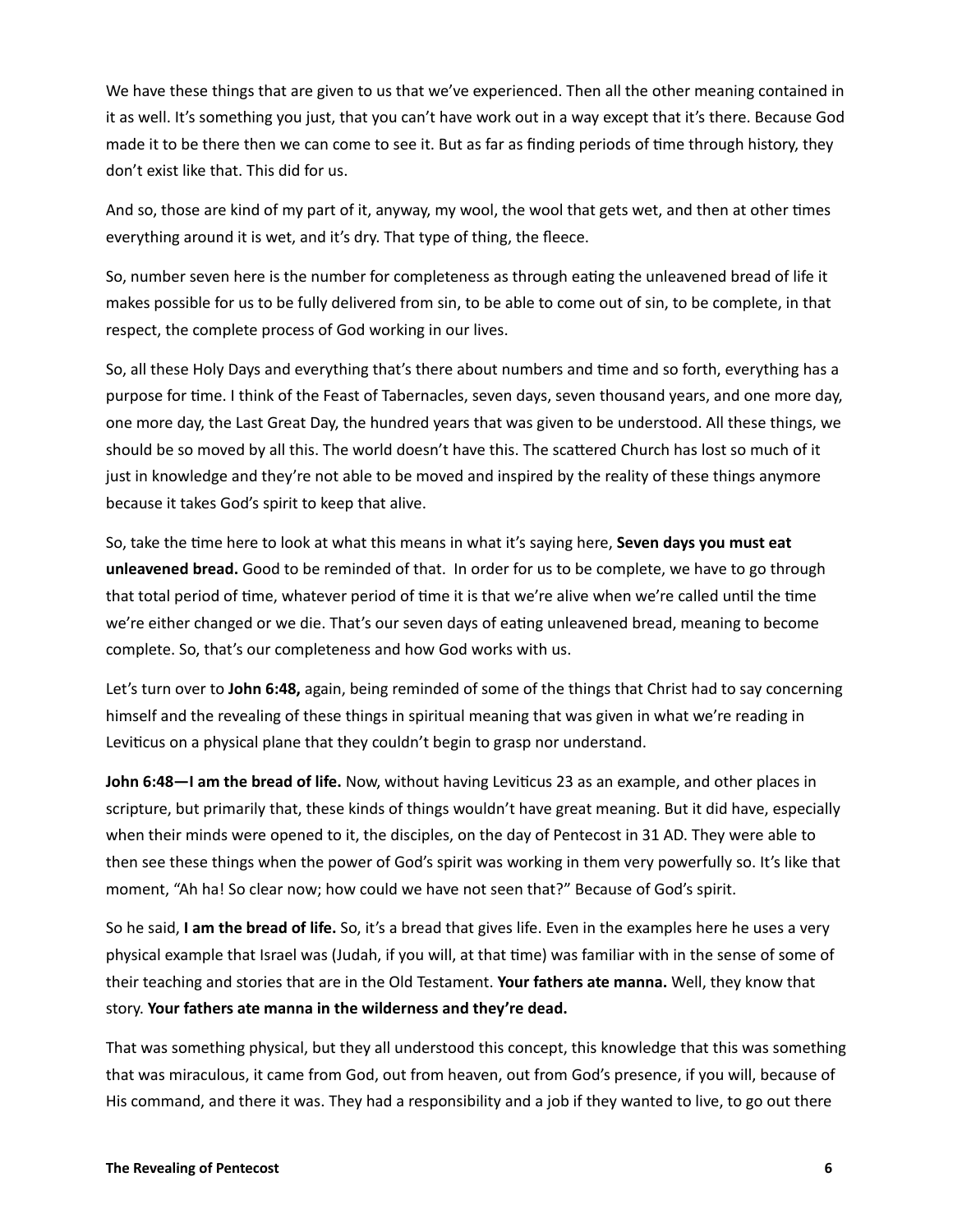We have these things that are given to us that we've experienced. Then all the other meaning contained in it as well. It's something you just, that you can't have work out in a way except that it's there. Because God made it to be there then we can come to see it. But as far as finding periods of time through history, they don't exist like that. This did for us.

And so, those are kind of my part of it, anyway, my wool, the wool that gets wet, and then at other times everything around it is wet, and it's dry. That type of thing, the fleece.

So, number seven here is the number for completeness as through eating the unleavened bread of life it makes possible for us to be fully delivered from sin, to be able to come out of sin, to be complete, in that respect, the complete process of God working in our lives.

So, all these Holy Days and everything that's there about numbers and time and so forth, everything has a purpose for time. I think of the Feast of Tabernacles, seven days, seven thousand years, and one more day, one more day, the Last Great Day, the hundred years that was given to be understood. All these things, we should be so moved by all this. The world doesn't have this. The scattered Church has lost so much of it just in knowledge and they're not able to be moved and inspired by the reality of these things anymore because it takes God's spirit to keep that alive.

So, take the time here to look at what this means in what it's saying here, **Seven days you must eat unleavened bread.** Good to be reminded of that. In order for us to be complete, we have to go through that total period of time, whatever period of time it is that we're alive when we're called until the time we're either changed or we die. That's our seven days of eating unleavened bread, meaning to become complete. So, that's our completeness and how God works with us.

Let's turn over to **John 6:48,** again, being reminded of some of the things that Christ had to say concerning himself and the revealing of these things in spiritual meaning that was given in what we're reading in Leviticus on a physical plane that they couldn't begin to grasp nor understand.

**John 6:48—I am the bread of life.** Now, without having Leviticus 23 as an example, and other places in scripture, but primarily that, these kinds of things wouldn't have great meaning. But it did have, especially when their minds were opened to it, the disciples, on the day of Pentecost in 31 AD. They were able to then see these things when the power of God's spirit was working in them very powerfully so. It's like that moment, "Ah ha! So clear now; how could we have not seen that?" Because of God's spirit.

So he said, **I am the bread of life.** So, it's a bread that gives life. Even in the examples here he uses a very physical example that Israel was (Judah, if you will, at that time) was familiar with in the sense of some of their teaching and stories that are in the Old Testament. **Your fathers ate manna.** Well, they know that story. **Your fathers ate manna in the wilderness and they're dead.**

That was something physical, but they all understood this concept, this knowledge that this was something that was miraculous, it came from God, out from heaven, out from God's presence, if you will, because of His command, and there it was. They had a responsibility and a job if they wanted to live, to go out there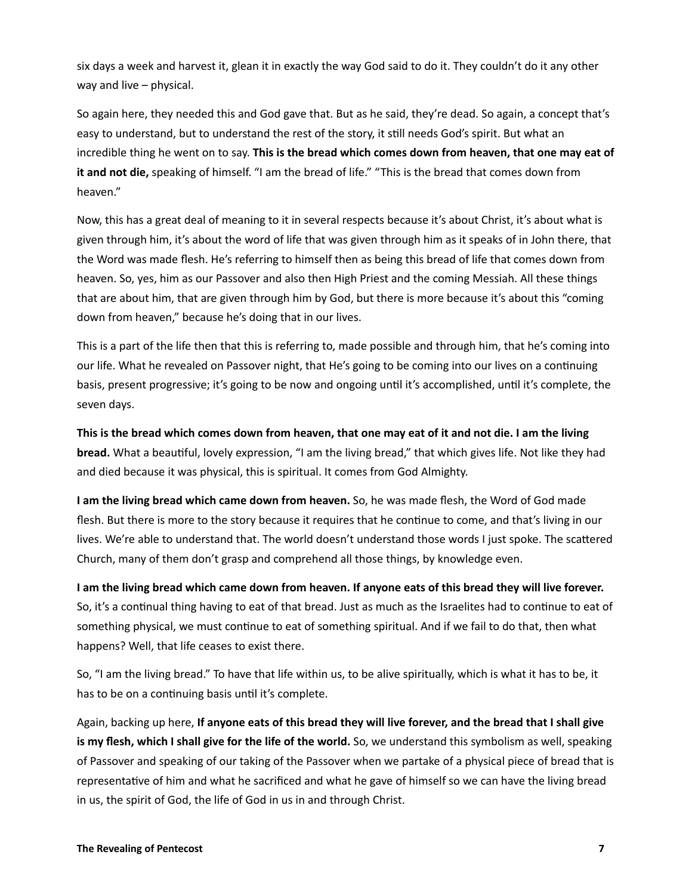six days a week and harvest it, glean it in exactly the way God said to do it. They couldn't do it any other way and live – physical.

So again here, they needed this and God gave that. But as he said, they're dead. So again, a concept that's easy to understand, but to understand the rest of the story, it still needs God's spirit. But what an incredible thing he went on to say. **This is the bread which comes down from heaven, that one may eat of it and not die,** speaking of himself. "I am the bread of life." "This is the bread that comes down from heaven."

Now, this has a great deal of meaning to it in several respects because it's about Christ, it's about what is given through him, it's about the word of life that was given through him as it speaks of in John there, that the Word was made flesh. He's referring to himself then as being this bread of life that comes down from heaven. So, yes, him as our Passover and also then High Priest and the coming Messiah. All these things that are about him, that are given through him by God, but there is more because it's about this "coming down from heaven," because he's doing that in our lives.

This is a part of the life then that this is referring to, made possible and through him, that he's coming into our life. What he revealed on Passover night, that He's going to be coming into our lives on a continuing basis, present progressive; it's going to be now and ongoing until it's accomplished, until it's complete, the seven days.

**This is the bread which comes down from heaven, that one may eat of it and not die. I am the living bread.** What a beautiful, lovely expression, "I am the living bread," that which gives life. Not like they had and died because it was physical, this is spiritual. It comes from God Almighty.

**I am the living bread which came down from heaven.** So, he was made flesh, the Word of God made flesh. But there is more to the story because it requires that he continue to come, and that's living in our lives. We're able to understand that. The world doesn't understand those words I just spoke. The scattered Church, many of them don't grasp and comprehend all those things, by knowledge even.

**I am the living bread which came down from heaven. If anyone eats of this bread they will live forever.** So, it's a continual thing having to eat of that bread. Just as much as the Israelites had to continue to eat of something physical, we must continue to eat of something spiritual. And if we fail to do that, then what happens? Well, that life ceases to exist there.

So, "I am the living bread." To have that life within us, to be alive spiritually, which is what it has to be, it has to be on a continuing basis until it's complete.

Again, backing up here, **If anyone eats of this bread they will live forever, and the bread that I shall give is my flesh, which I shall give for the life of the world.** So, we understand this symbolism as well, speaking of Passover and speaking of our taking of the Passover when we partake of a physical piece of bread that is representative of him and what he sacrificed and what he gave of himself so we can have the living bread in us, the spirit of God, the life of God in us in and through Christ.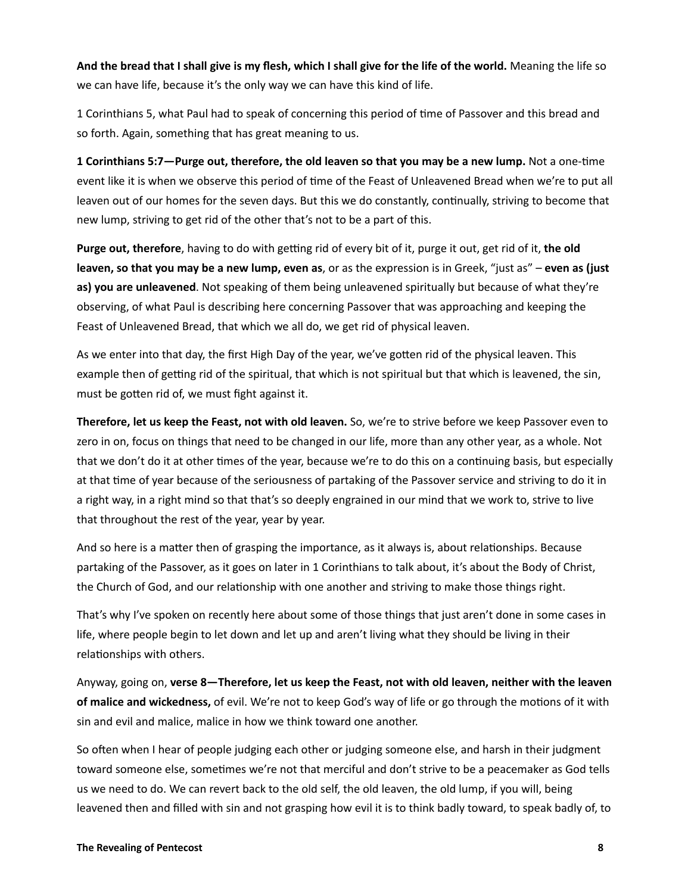**And the bread that I shall give is my flesh, which I shall give for the life of the world.** Meaning the life so we can have life, because it's the only way we can have this kind of life.

1 Corinthians 5, what Paul had to speak of concerning this period of time of Passover and this bread and so forth. Again, something that has great meaning to us.

**1 Corinthians 5:7—Purge out, therefore, the old leaven so that you may be a new lump.** Not a one-time event like it is when we observe this period of time of the Feast of Unleavened Bread when we're to put all leaven out of our homes for the seven days. But this we do constantly, continually, striving to become that new lump, striving to get rid of the other that's not to be a part of this.

**Purge out, therefore**, having to do with getting rid of every bit of it, purge it out, get rid of it, **the old leaven, so that you may be a new lump, even as**, or as the expression is in Greek, "just as" – **even as (just as) you are unleavened**. Not speaking of them being unleavened spiritually but because of what they're observing, of what Paul is describing here concerning Passover that was approaching and keeping the Feast of Unleavened Bread, that which we all do, we get rid of physical leaven.

As we enter into that day, the first High Day of the year, we've gotten rid of the physical leaven. This example then of getting rid of the spiritual, that which is not spiritual but that which is leavened, the sin, must be gotten rid of, we must fight against it.

**Therefore, let us keep the Feast, not with old leaven.** So, we're to strive before we keep Passover even to zero in on, focus on things that need to be changed in our life, more than any other year, as a whole. Not that we don't do it at other times of the year, because we're to do this on a continuing basis, but especially at that time of year because of the seriousness of partaking of the Passover service and striving to do it in a right way, in a right mind so that that's so deeply engrained in our mind that we work to, strive to live that throughout the rest of the year, year by year.

And so here is a matter then of grasping the importance, as it always is, about relationships. Because partaking of the Passover, as it goes on later in 1 Corinthians to talk about, it's about the Body of Christ, the Church of God, and our relationship with one another and striving to make those things right.

That's why I've spoken on recently here about some of those things that just aren't done in some cases in life, where people begin to let down and let up and aren't living what they should be living in their relationships with others.

Anyway, going on, **verse 8—Therefore, let us keep the Feast, not with old leaven, neither with the leaven of malice and wickedness,** of evil. We're not to keep God's way of life or go through the motions of it with sin and evil and malice, malice in how we think toward one another.

So often when I hear of people judging each other or judging someone else, and harsh in their judgment toward someone else, sometimes we're not that merciful and don't strive to be a peacemaker as God tells us we need to do. We can revert back to the old self, the old leaven, the old lump, if you will, being leavened then and filled with sin and not grasping how evil it is to think badly toward, to speak badly of, to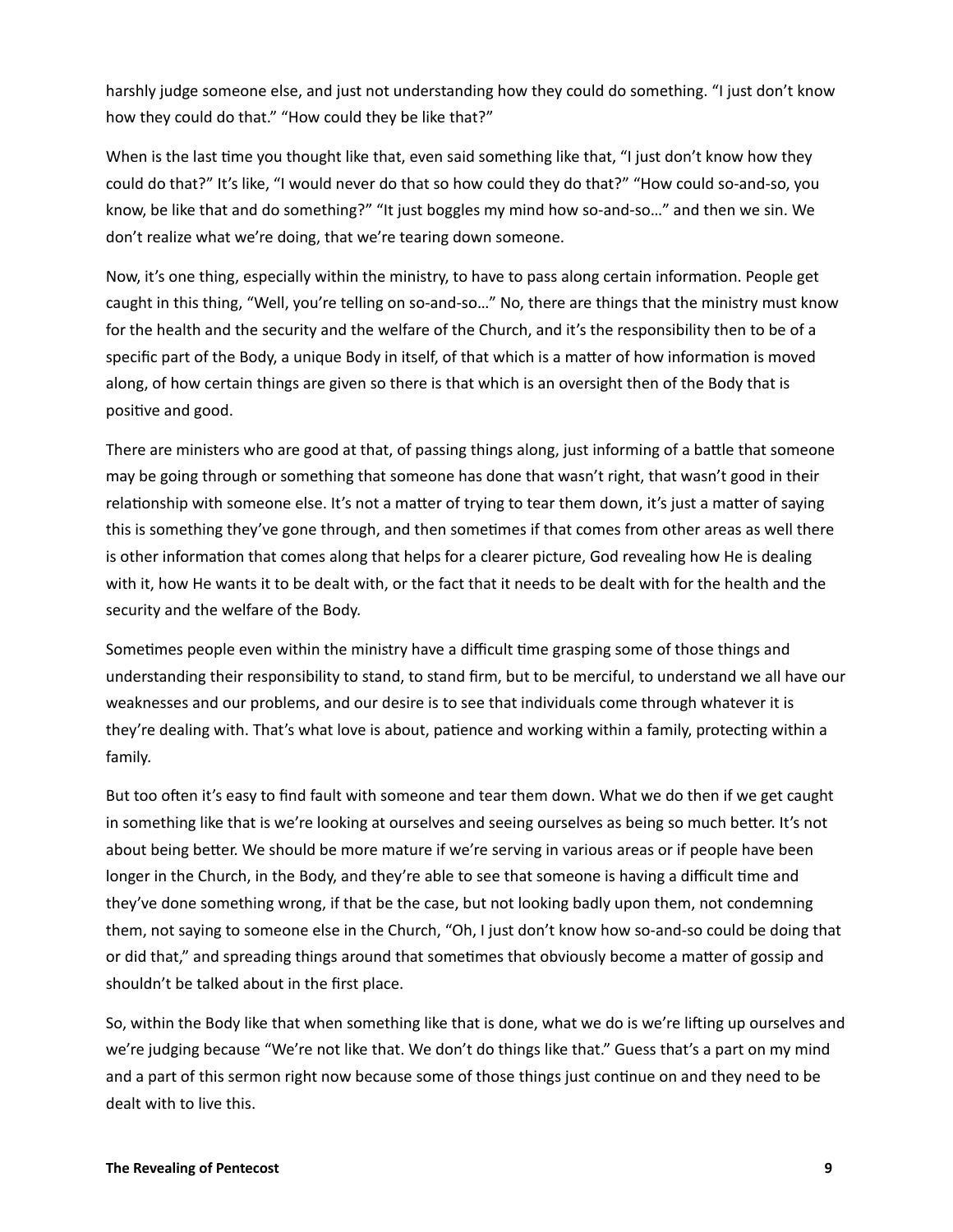harshly judge someone else, and just not understanding how they could do something. "I just don't know how they could do that." "How could they be like that?"

When is the last time you thought like that, even said something like that, "I just don't know how they could do that?" It's like, "I would never do that so how could they do that?" "How could so-and-so, you know, be like that and do something?" "It just boggles my mind how so-and-so…" and then we sin. We don't realize what we're doing, that we're tearing down someone.

Now, it's one thing, especially within the ministry, to have to pass along certain information. People get caught in this thing, "Well, you're telling on so-and-so…" No, there are things that the ministry must know for the health and the security and the welfare of the Church, and it's the responsibility then to be of a specific part of the Body, a unique Body in itself, of that which is a matter of how information is moved along, of how certain things are given so there is that which is an oversight then of the Body that is positive and good.

There are ministers who are good at that, of passing things along, just informing of a battle that someone may be going through or something that someone has done that wasn't right, that wasn't good in their relationship with someone else. It's not a matter of trying to tear them down, it's just a matter of saying this is something they've gone through, and then sometimes if that comes from other areas as well there is other information that comes along that helps for a clearer picture, God revealing how He is dealing with it, how He wants it to be dealt with, or the fact that it needs to be dealt with for the health and the security and the welfare of the Body.

Sometimes people even within the ministry have a difficult time grasping some of those things and understanding their responsibility to stand, to stand firm, but to be merciful, to understand we all have our weaknesses and our problems, and our desire is to see that individuals come through whatever it is they're dealing with. That's what love is about, patience and working within a family, protecting within a family.

But too often it's easy to find fault with someone and tear them down. What we do then if we get caught in something like that is we're looking at ourselves and seeing ourselves as being so much better. It's not about being better. We should be more mature if we're serving in various areas or if people have been longer in the Church, in the Body, and they're able to see that someone is having a difficult time and they've done something wrong, if that be the case, but not looking badly upon them, not condemning them, not saying to someone else in the Church, "Oh, I just don't know how so-and-so could be doing that or did that," and spreading things around that sometimes that obviously become a matter of gossip and shouldn't be talked about in the first place.

So, within the Body like that when something like that is done, what we do is we're lifting up ourselves and we're judging because "We're not like that. We don't do things like that." Guess that's a part on my mind and a part of this sermon right now because some of those things just continue on and they need to be dealt with to live this.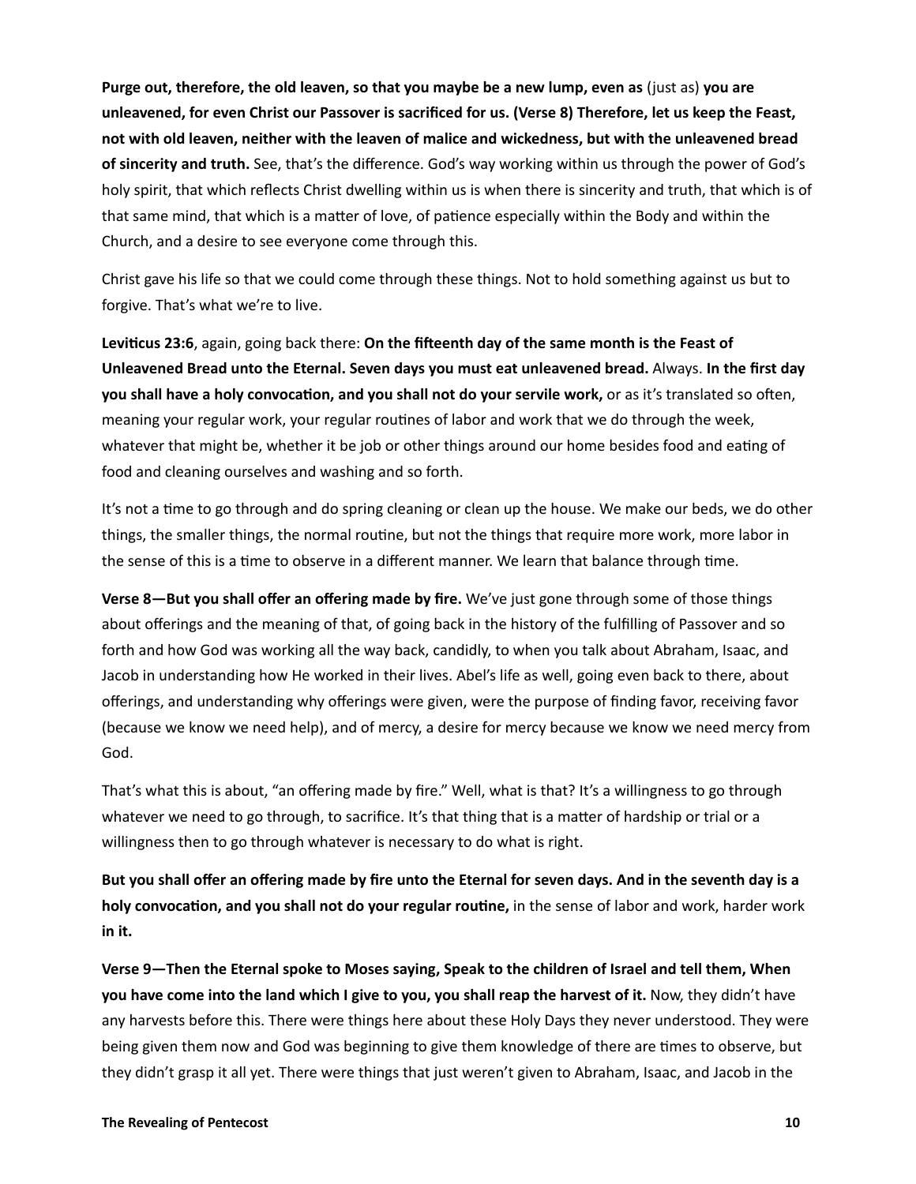**Purge out, therefore, the old leaven, so that you maybe be a new lump, even as** (just as) **you are unleavened, for even Christ our Passover is sacrificed for us. (Verse 8) Therefore, let us keep the Feast, not with old leaven, neither with the leaven of malice and wickedness, but with the unleavened bread of sincerity and truth.** See, that's the difference. God's way working within us through the power of God's holy spirit, that which reflects Christ dwelling within us is when there is sincerity and truth, that which is of that same mind, that which is a matter of love, of patience especially within the Body and within the Church, and a desire to see everyone come through this.

Christ gave his life so that we could come through these things. Not to hold something against us but to forgive. That's what we're to live.

**Leviticus 23:6**, again, going back there: **On the fifteenth day of the same month is the Feast of Unleavened Bread unto the Eternal. Seven days you must eat unleavened bread.** Always. **In the first day you shall have a holy convocation, and you shall not do your servile work,** or as it's translated so often, meaning your regular work, your regular routines of labor and work that we do through the week, whatever that might be, whether it be job or other things around our home besides food and eating of food and cleaning ourselves and washing and so forth.

It's not a time to go through and do spring cleaning or clean up the house. We make our beds, we do other things, the smaller things, the normal routine, but not the things that require more work, more labor in the sense of this is a time to observe in a different manner. We learn that balance through time.

**Verse 8—But you shall offer an offering made by fire.** We've just gone through some of those things about offerings and the meaning of that, of going back in the history of the fulfilling of Passover and so forth and how God was working all the way back, candidly, to when you talk about Abraham, Isaac, and Jacob in understanding how He worked in their lives. Abel's life as well, going even back to there, about offerings, and understanding why offerings were given, were the purpose of finding favor, receiving favor (because we know we need help), and of mercy, a desire for mercy because we know we need mercy from God.

That's what this is about, "an offering made by fire." Well, what is that? It's a willingness to go through whatever we need to go through, to sacrifice. It's that thing that is a matter of hardship or trial or a willingness then to go through whatever is necessary to do what is right.

**But you shall offer an offering made by fire unto the Eternal for seven days. And in the seventh day is a holy convocation, and you shall not do your regular routine,** in the sense of labor and work, harder work **in it.**

**Verse 9—Then the Eternal spoke to Moses saying, Speak to the children of Israel and tell them, When you have come into the land which I give to you, you shall reap the harvest of it.** Now, they didn't have any harvests before this. There were things here about these Holy Days they never understood. They were being given them now and God was beginning to give them knowledge of there are times to observe, but they didn't grasp it all yet. There were things that just weren't given to Abraham, Isaac, and Jacob in the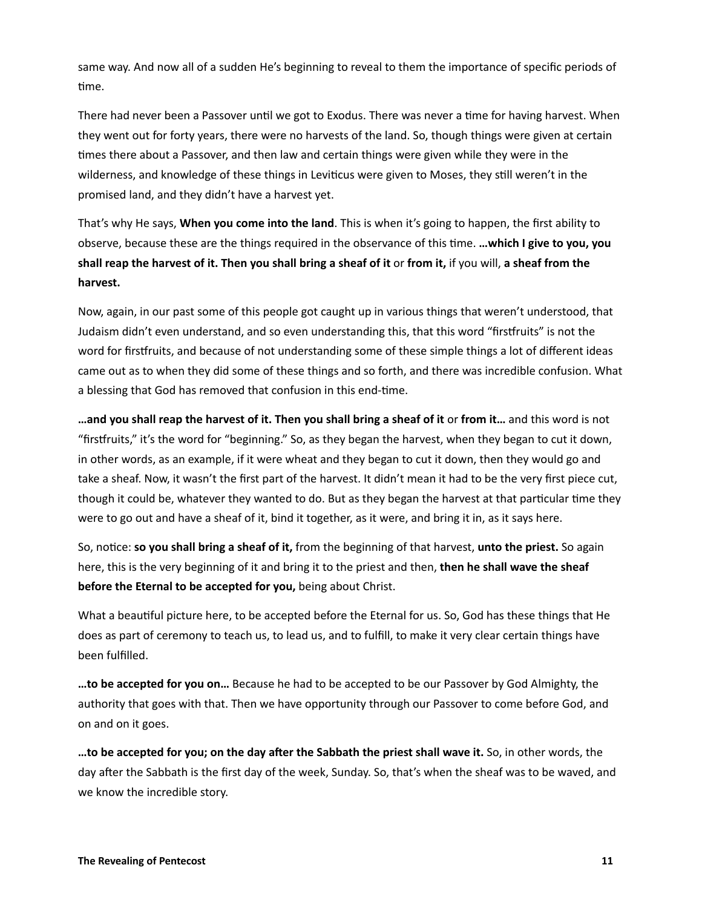same way. And now all of a sudden He's beginning to reveal to them the importance of specific periods of time.

There had never been a Passover until we got to Exodus. There was never a time for having harvest. When they went out for forty years, there were no harvests of the land. So, though things were given at certain times there about a Passover, and then law and certain things were given while they were in the wilderness, and knowledge of these things in Leviticus were given to Moses, they still weren't in the promised land, and they didn't have a harvest yet.

That's why He says, **When you come into the land**. This is when it's going to happen, the first ability to observe, because these are the things required in the observance of this time. **…which I give to you, you shall reap the harvest of it. Then you shall bring a sheaf of it** or **from it,** if you will, **a sheaf from the harvest.**

Now, again, in our past some of this people got caught up in various things that weren't understood, that Judaism didn't even understand, and so even understanding this, that this word "firstfruits" is not the word for firstfruits, and because of not understanding some of these simple things a lot of different ideas came out as to when they did some of these things and so forth, and there was incredible confusion. What a blessing that God has removed that confusion in this end-time.

**…and you shall reap the harvest of it. Then you shall bring a sheaf of it** or **from it…** and this word is not "firstfruits," it's the word for "beginning." So, as they began the harvest, when they began to cut it down, in other words, as an example, if it were wheat and they began to cut it down, then they would go and take a sheaf. Now, it wasn't the first part of the harvest. It didn't mean it had to be the very first piece cut, though it could be, whatever they wanted to do. But as they began the harvest at that particular time they were to go out and have a sheaf of it, bind it together, as it were, and bring it in, as it says here.

So, notice: **so you shall bring a sheaf of it,** from the beginning of that harvest, **unto the priest.** So again here, this is the very beginning of it and bring it to the priest and then, **then he shall wave the sheaf before the Eternal to be accepted for you,** being about Christ.

What a beautiful picture here, to be accepted before the Eternal for us. So, God has these things that He does as part of ceremony to teach us, to lead us, and to fulfill, to make it very clear certain things have been fulfilled.

**…to be accepted for you on…** Because he had to be accepted to be our Passover by God Almighty, the authority that goes with that. Then we have opportunity through our Passover to come before God, and on and on it goes.

**…to be accepted for you; on the day after the Sabbath the priest shall wave it.** So, in other words, the day after the Sabbath is the first day of the week, Sunday. So, that's when the sheaf was to be waved, and we know the incredible story.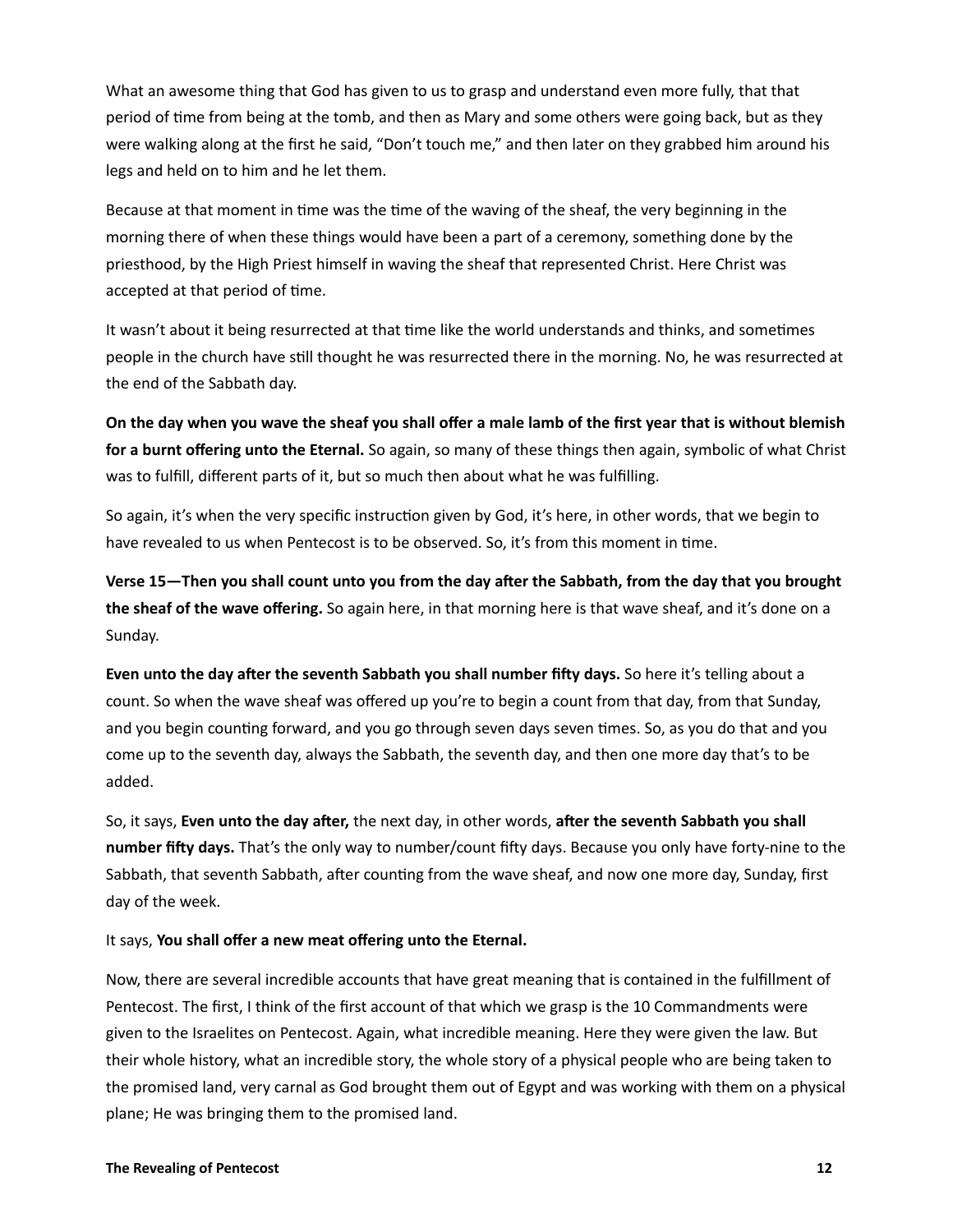What an awesome thing that God has given to us to grasp and understand even more fully, that that period of time from being at the tomb, and then as Mary and some others were going back, but as they were walking along at the first he said, "Don't touch me," and then later on they grabbed him around his legs and held on to him and he let them.

Because at that moment in time was the time of the waving of the sheaf, the very beginning in the morning there of when these things would have been a part of a ceremony, something done by the priesthood, by the High Priest himself in waving the sheaf that represented Christ. Here Christ was accepted at that period of time.

It wasn't about it being resurrected at that time like the world understands and thinks, and sometimes people in the church have still thought he was resurrected there in the morning. No, he was resurrected at the end of the Sabbath day.

**On the day when you wave the sheaf you shall offer a male lamb of the first year that is without blemish for a burnt offering unto the Eternal.** So again, so many of these things then again, symbolic of what Christ was to fulfill, different parts of it, but so much then about what he was fulfilling.

So again, it's when the very specific instruction given by God, it's here, in other words, that we begin to have revealed to us when Pentecost is to be observed. So, it's from this moment in time.

**Verse 15—Then you shall count unto you from the day after the Sabbath, from the day that you brought the sheaf of the wave offering.** So again here, in that morning here is that wave sheaf, and it's done on a Sunday.

**Even unto the day after the seventh Sabbath you shall number fifty days.** So here it's telling about a count. So when the wave sheaf was offered up you're to begin a count from that day, from that Sunday, and you begin counting forward, and you go through seven days seven times. So, as you do that and you come up to the seventh day, always the Sabbath, the seventh day, and then one more day that's to be added.

So, it says, **Even unto the day after,** the next day, in other words, **after the seventh Sabbath you shall number fifty days.** That's the only way to number/count fifty days. Because you only have forty-nine to the Sabbath, that seventh Sabbath, after counting from the wave sheaf, and now one more day, Sunday, first day of the week.

It says, **You shall offer a new meat offering unto the Eternal.**

Now, there are several incredible accounts that have great meaning that is contained in the fulfillment of Pentecost. The first, I think of the first account of that which we grasp is the 10 Commandments were given to the Israelites on Pentecost. Again, what incredible meaning. Here they were given the law. But their whole history, what an incredible story, the whole story of a physical people who are being taken to the promised land, very carnal as God brought them out of Egypt and was working with them on a physical plane; He was bringing them to the promised land.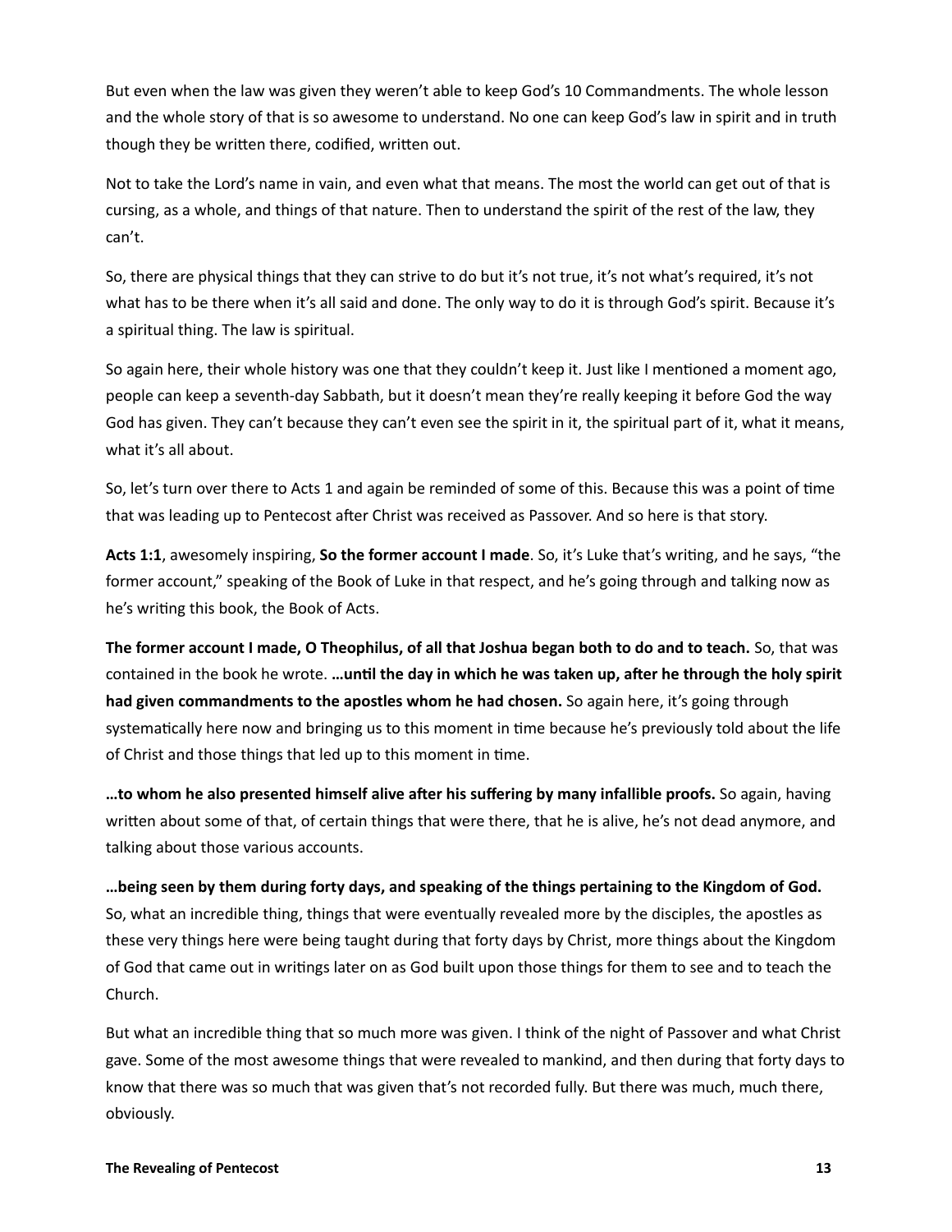But even when the law was given they weren't able to keep God's 10 Commandments. The whole lesson and the whole story of that is so awesome to understand. No one can keep God's law in spirit and in truth though they be written there, codified, written out.

Not to take the Lord's name in vain, and even what that means. The most the world can get out of that is cursing, as a whole, and things of that nature. Then to understand the spirit of the rest of the law, they can't.

So, there are physical things that they can strive to do but it's not true, it's not what's required, it's not what has to be there when it's all said and done. The only way to do it is through God's spirit. Because it's a spiritual thing. The law is spiritual.

So again here, their whole history was one that they couldn't keep it. Just like I mentioned a moment ago, people can keep a seventh-day Sabbath, but it doesn't mean they're really keeping it before God the way God has given. They can't because they can't even see the spirit in it, the spiritual part of it, what it means, what it's all about.

So, let's turn over there to Acts 1 and again be reminded of some of this. Because this was a point of time that was leading up to Pentecost after Christ was received as Passover. And so here is that story.

**Acts 1:1**, awesomely inspiring, **So the former account I made**. So, it's Luke that's writing, and he says, "the former account," speaking of the Book of Luke in that respect, and he's going through and talking now as he's writing this book, the Book of Acts.

**The former account I made, O Theophilus, of all that Joshua began both to do and to teach.** So, that was contained in the book he wrote. **…until the day in which he was taken up, after he through the holy spirit had given commandments to the apostles whom he had chosen.** So again here, it's going through systematically here now and bringing us to this moment in time because he's previously told about the life of Christ and those things that led up to this moment in time.

**…to whom he also presented himself alive after his suffering by many infallible proofs.** So again, having written about some of that, of certain things that were there, that he is alive, he's not dead anymore, and talking about those various accounts.

**…being seen by them during forty days, and speaking of the things pertaining to the Kingdom of God.** So, what an incredible thing, things that were eventually revealed more by the disciples, the apostles as these very things here were being taught during that forty days by Christ, more things about the Kingdom of God that came out in writings later on as God built upon those things for them to see and to teach the Church.

But what an incredible thing that so much more was given. I think of the night of Passover and what Christ gave. Some of the most awesome things that were revealed to mankind, and then during that forty days to know that there was so much that was given that's not recorded fully. But there was much, much there, obviously.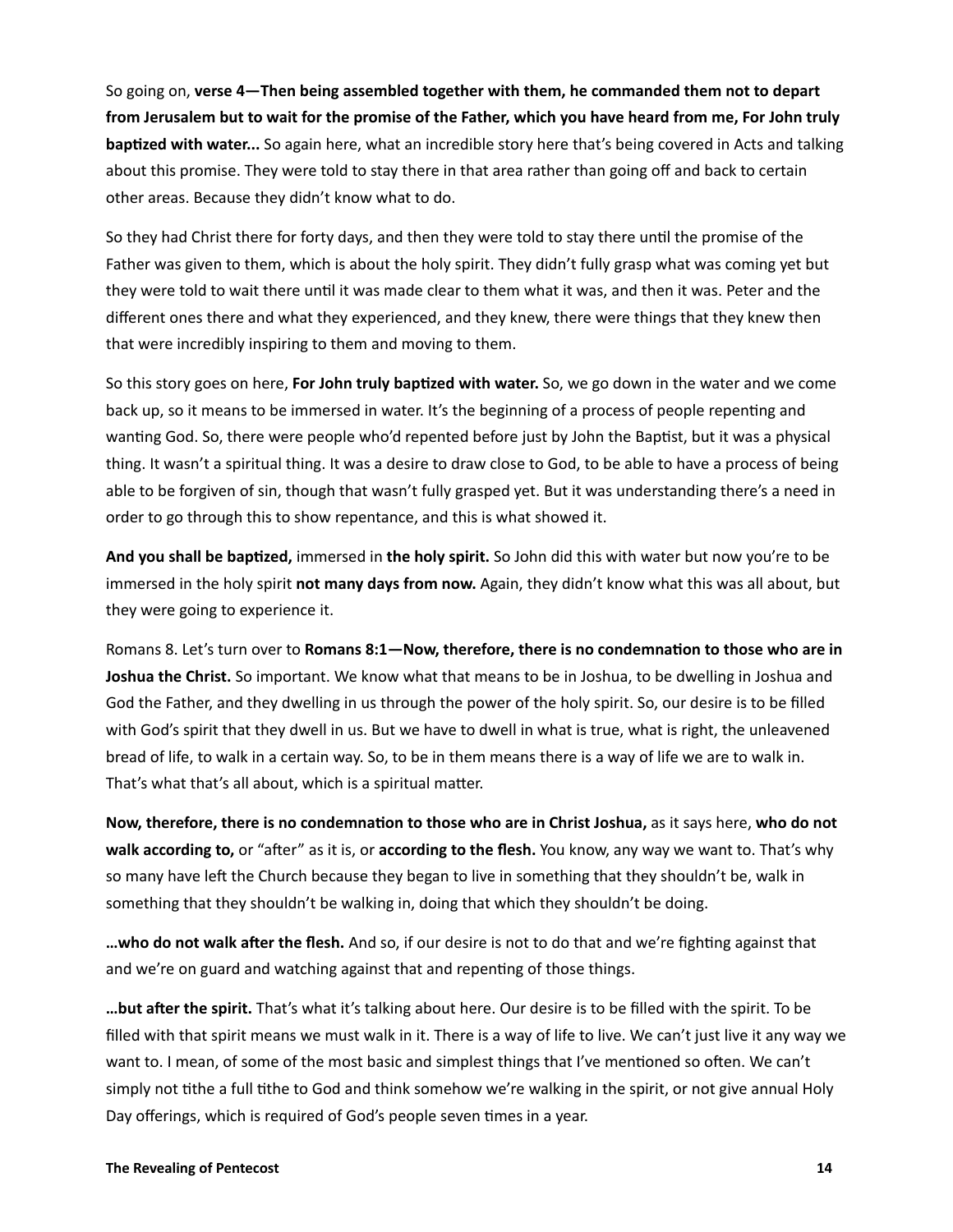So going on, **verse 4—Then being assembled together with them, he commanded them not to depart from Jerusalem but to wait for the promise of the Father, which you have heard from me, For John truly baptized with water...** So again here, what an incredible story here that's being covered in Acts and talking about this promise. They were told to stay there in that area rather than going off and back to certain other areas. Because they didn't know what to do.

So they had Christ there for forty days, and then they were told to stay there until the promise of the Father was given to them, which is about the holy spirit. They didn't fully grasp what was coming yet but they were told to wait there until it was made clear to them what it was, and then it was. Peter and the different ones there and what they experienced, and they knew, there were things that they knew then that were incredibly inspiring to them and moving to them.

So this story goes on here, **For John truly baptized with water.** So, we go down in the water and we come back up, so it means to be immersed in water. It's the beginning of a process of people repenting and wanting God. So, there were people who'd repented before just by John the Baptist, but it was a physical thing. It wasn't a spiritual thing. It was a desire to draw close to God, to be able to have a process of being able to be forgiven of sin, though that wasn't fully grasped yet. But it was understanding there's a need in order to go through this to show repentance, and this is what showed it.

**And you shall be baptized,** immersed in **the holy spirit.** So John did this with water but now you're to be immersed in the holy spirit **not many days from now.** Again, they didn't know what this was all about, but they were going to experience it.

Romans 8. Let's turn over to **Romans 8:1—Now, therefore, there is no condemnation to those who are in Joshua the Christ.** So important. We know what that means to be in Joshua, to be dwelling in Joshua and God the Father, and they dwelling in us through the power of the holy spirit. So, our desire is to be filled with God's spirit that they dwell in us. But we have to dwell in what is true, what is right, the unleavened bread of life, to walk in a certain way. So, to be in them means there is a way of life we are to walk in. That's what that's all about, which is a spiritual matter.

**Now, therefore, there is no condemnation to those who are in Christ Joshua,** as it says here, **who do not walk according to,** or "after" as it is, or **according to the flesh.** You know, any way we want to. That's why so many have left the Church because they began to live in something that they shouldn't be, walk in something that they shouldn't be walking in, doing that which they shouldn't be doing.

**…who do not walk after the flesh.** And so, if our desire is not to do that and we're fighting against that and we're on guard and watching against that and repenting of those things.

**…but after the spirit.** That's what it's talking about here. Our desire is to be filled with the spirit. To be filled with that spirit means we must walk in it. There is a way of life to live. We can't just live it any way we want to. I mean, of some of the most basic and simplest things that I've mentioned so often. We can't simply not tithe a full tithe to God and think somehow we're walking in the spirit, or not give annual Holy Day offerings, which is required of God's people seven times in a year.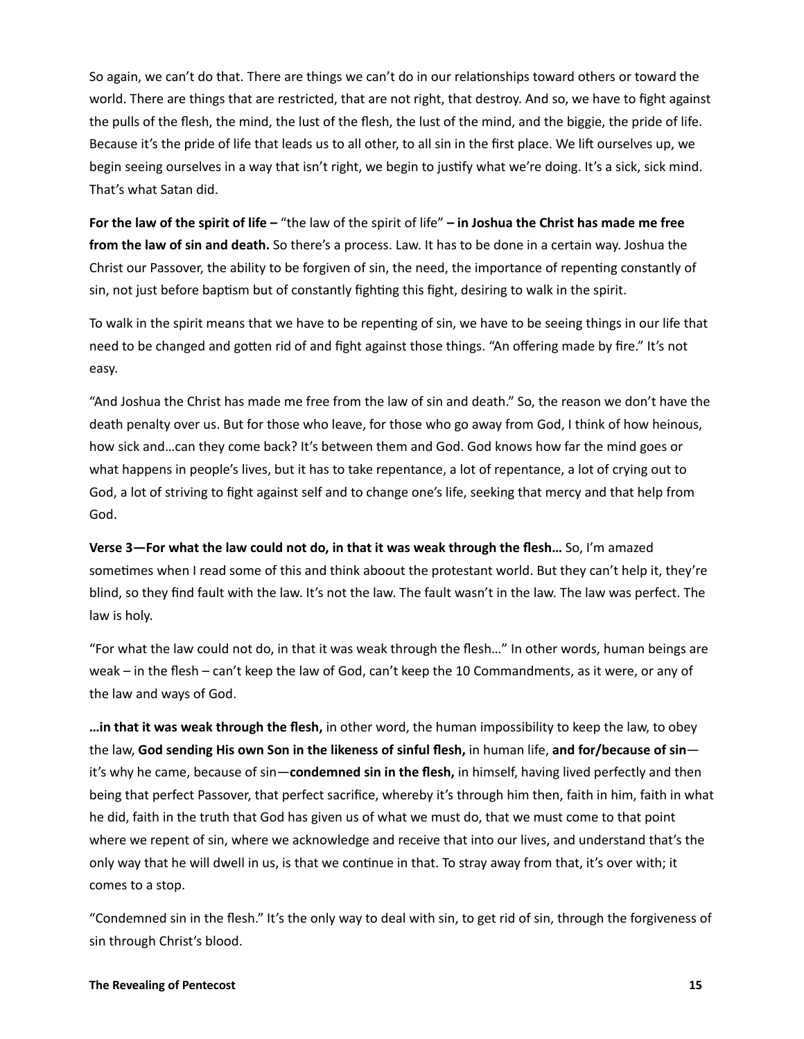So again, we can't do that. There are things we can't do in our relationships toward others or toward the world. There are things that are restricted, that are not right, that destroy. And so, we have to fight against the pulls of the flesh, the mind, the lust of the flesh, the lust of the mind, and the biggie, the pride of life. Because it's the pride of life that leads us to all other, to all sin in the first place. We lift ourselves up, we begin seeing ourselves in a way that isn't right, we begin to justify what we're doing. It's a sick, sick mind. That's what Satan did.

**For the law of the spirit of life –** "the law of the spirit of life" **– in Joshua the Christ has made me free from the law of sin and death.** So there's a process. Law. It has to be done in a certain way. Joshua the Christ our Passover, the ability to be forgiven of sin, the need, the importance of repenting constantly of sin, not just before baptism but of constantly fighting this fight, desiring to walk in the spirit.

To walk in the spirit means that we have to be repenting of sin, we have to be seeing things in our life that need to be changed and gotten rid of and fight against those things. "An offering made by fire." It's not easy.

"And Joshua the Christ has made me free from the law of sin and death." So, the reason we don't have the death penalty over us. But for those who leave, for those who go away from God, I think of how heinous, how sick and…can they come back? It's between them and God. God knows how far the mind goes or what happens in people's lives, but it has to take repentance, a lot of repentance, a lot of crying out to God, a lot of striving to fight against self and to change one's life, seeking that mercy and that help from God.

**Verse 3—For what the law could not do, in that it was weak through the flesh…** So, I'm amazed sometimes when I read some of this and think aboout the protestant world. But they can't help it, they're blind, so they find fault with the law. It's not the law. The fault wasn't in the law. The law was perfect. The law is holy.

"For what the law could not do, in that it was weak through the flesh…" In other words, human beings are weak – in the flesh – can't keep the law of God, can't keep the 10 Commandments, as it were, or any of the law and ways of God.

**…in that it was weak through the flesh,** in other word, the human impossibility to keep the law, to obey the law, **God sending His own Son in the likeness of sinful flesh,** in human life, **and for/because of sin**—it's why he came, because of sin—**condemned sin in the flesh,** in himself, having lived perfectly and then being that perfect Passover, that perfect sacrifice, whereby it's through him then, faith in him, faith in what he did, faith in the truth that God has given us of what we must do, that we must come to that point where we repent of sin, where we acknowledge and receive that into our lives, and understand that's the only way that he will dwell in us, is that we continue in that. To stray away from that, it's over with; it comes to a stop.

"Condemned sin in the flesh." It's the only way to deal with sin, to get rid of sin, through the forgiveness of sin through Christ's blood.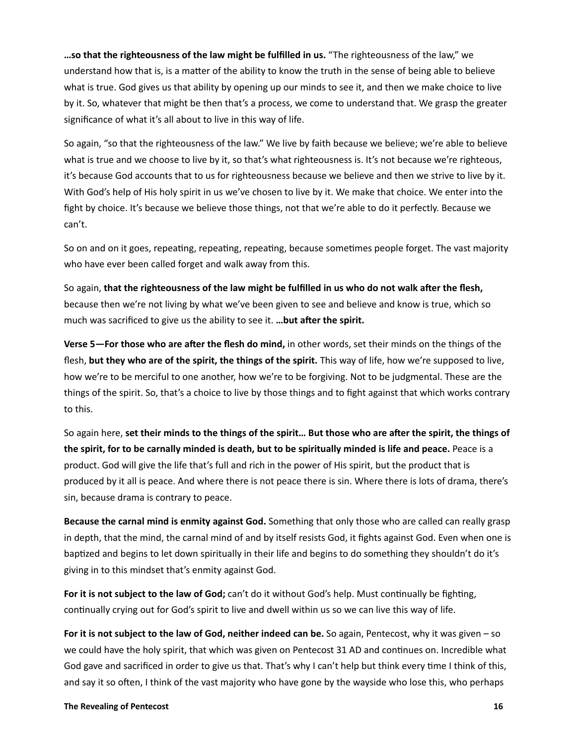**…so that the righteousness of the law might be fulfilled in us.** "The righteousness of the law," we understand how that is, is a matter of the ability to know the truth in the sense of being able to believe what is true. God gives us that ability by opening up our minds to see it, and then we make choice to live by it. So, whatever that might be then that's a process, we come to understand that. We grasp the greater significance of what it's all about to live in this way of life.

So again, "so that the righteousness of the law." We live by faith because we believe; we're able to believe what is true and we choose to live by it, so that's what righteousness is. It's not because we're righteous, it's because God accounts that to us for righteousness because we believe and then we strive to live by it. With God's help of His holy spirit in us we've chosen to live by it. We make that choice. We enter into the fight by choice. It's because we believe those things, not that we're able to do it perfectly. Because we can't.

So on and on it goes, repeating, repeating, repeating, because sometimes people forget. The vast majority who have ever been called forget and walk away from this.

So again, **that the righteousness of the law might be fulfilled in us who do not walk after the flesh,** because then we're not living by what we've been given to see and believe and know is true, which so much was sacrificed to give us the ability to see it. **…but after the spirit.**

**Verse 5—For those who are after the flesh do mind,** in other words, set their minds on the things of the flesh, **but they who are of the spirit, the things of the spirit.** This way of life, how we're supposed to live, how we're to be merciful to one another, how we're to be forgiving. Not to be judgmental. These are the things of the spirit. So, that's a choice to live by those things and to fight against that which works contrary to this.

So again here, **set their minds to the things of the spirit… But those who are after the spirit, the things of the spirit, for to be carnally minded is death, but to be spiritually minded is life and peace.** Peace is a product. God will give the life that's full and rich in the power of His spirit, but the product that is produced by it all is peace. And where there is not peace there is sin. Where there is lots of drama, there's sin, because drama is contrary to peace.

**Because the carnal mind is enmity against God.** Something that only those who are called can really grasp in depth, that the mind, the carnal mind of and by itself resists God, it fights against God. Even when one is baptized and begins to let down spiritually in their life and begins to do something they shouldn't do it's giving in to this mindset that's enmity against God.

**For it is not subject to the law of God;** can't do it without God's help. Must continually be fighting, continually crying out for God's spirit to live and dwell within us so we can live this way of life.

**For it is not subject to the law of God, neither indeed can be.** So again, Pentecost, why it was given – so we could have the holy spirit, that which was given on Pentecost 31 AD and continues on. Incredible what God gave and sacrificed in order to give us that. That's why I can't help but think every time I think of this, and say it so often, I think of the vast majority who have gone by the wayside who lose this, who perhaps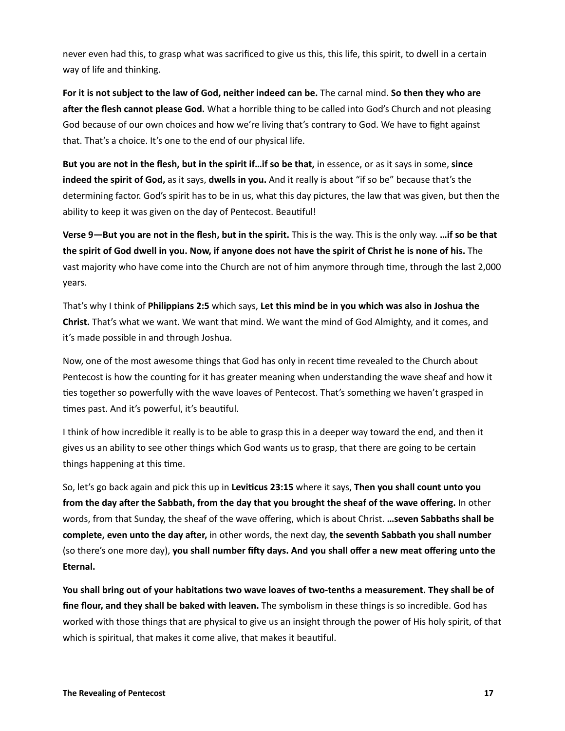never even had this, to grasp what was sacrificed to give us this, this life, this spirit, to dwell in a certain way of life and thinking.

**For it is not subject to the law of God, neither indeed can be.** The carnal mind. **So then they who are after the flesh cannot please God.** What a horrible thing to be called into God's Church and not pleasing God because of our own choices and how we're living that's contrary to God. We have to fight against that. That's a choice. It's one to the end of our physical life.

**But you are not in the flesh, but in the spirit if…if so be that,** in essence, or as it says in some, **since indeed the spirit of God,** as it says, **dwells in you.** And it really is about "if so be" because that's the determining factor. God's spirit has to be in us, what this day pictures, the law that was given, but then the ability to keep it was given on the day of Pentecost. Beautiful!

**Verse 9—But you are not in the flesh, but in the spirit.** This is the way. This is the only way. **…if so be that the spirit of God dwell in you. Now, if anyone does not have the spirit of Christ he is none of his.** The vast majority who have come into the Church are not of him anymore through time, through the last 2,000 years.

That's why I think of **Philippians 2:5** which says, **Let this mind be in you which was also in Joshua the Christ.** That's what we want. We want that mind. We want the mind of God Almighty, and it comes, and it's made possible in and through Joshua.

Now, one of the most awesome things that God has only in recent time revealed to the Church about Pentecost is how the counting for it has greater meaning when understanding the wave sheaf and how it ties together so powerfully with the wave loaves of Pentecost. That's something we haven't grasped in times past. And it's powerful, it's beautiful.

I think of how incredible it really is to be able to grasp this in a deeper way toward the end, and then it gives us an ability to see other things which God wants us to grasp, that there are going to be certain things happening at this time.

So, let's go back again and pick this up in **Leviticus 23:15** where it says, **Then you shall count unto you from the day after the Sabbath, from the day that you brought the sheaf of the wave offering.** In other words, from that Sunday, the sheaf of the wave offering, which is about Christ. **…seven Sabbaths shall be complete, even unto the day after,** in other words, the next day, **the seventh Sabbath you shall number** (so there's one more day), **you shall number fifty days. And you shall offer a new meat offering unto the Eternal.**

**You shall bring out of your habitations two wave loaves of two-tenths a measurement. They shall be of fine flour, and they shall be baked with leaven.** The symbolism in these things is so incredible. God has worked with those things that are physical to give us an insight through the power of His holy spirit, of that which is spiritual, that makes it come alive, that makes it beautiful.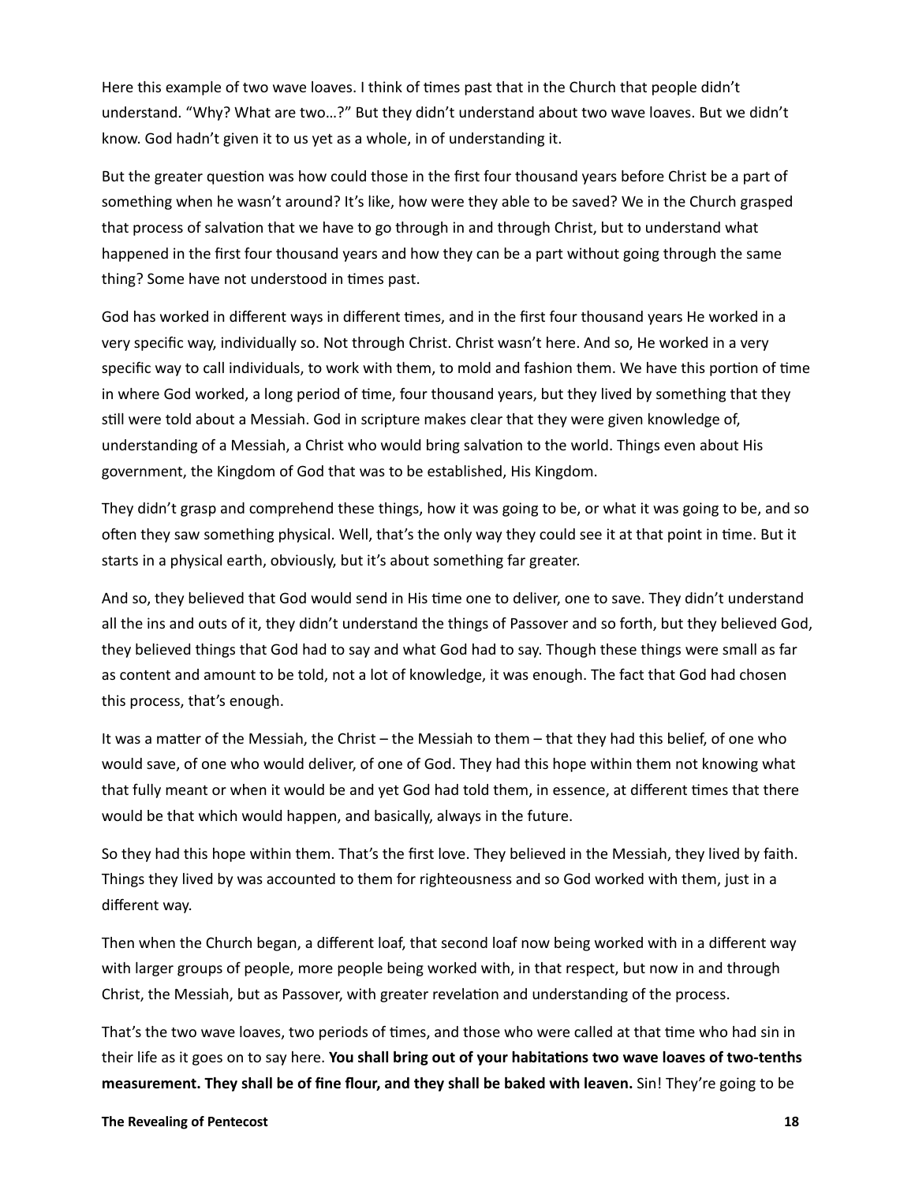Here this example of two wave loaves. I think of times past that in the Church that people didn't understand. "Why? What are two…?" But they didn't understand about two wave loaves. But we didn't know. God hadn't given it to us yet as a whole, in of understanding it.

But the greater question was how could those in the first four thousand years before Christ be a part of something when he wasn't around? It's like, how were they able to be saved? We in the Church grasped that process of salvation that we have to go through in and through Christ, but to understand what happened in the first four thousand years and how they can be a part without going through the same thing? Some have not understood in times past.

God has worked in different ways in different times, and in the first four thousand years He worked in a very specific way, individually so. Not through Christ. Christ wasn't here. And so, He worked in a very specific way to call individuals, to work with them, to mold and fashion them. We have this portion of time in where God worked, a long period of time, four thousand years, but they lived by something that they still were told about a Messiah. God in scripture makes clear that they were given knowledge of, understanding of a Messiah, a Christ who would bring salvation to the world. Things even about His government, the Kingdom of God that was to be established, His Kingdom.

They didn't grasp and comprehend these things, how it was going to be, or what it was going to be, and so often they saw something physical. Well, that's the only way they could see it at that point in time. But it starts in a physical earth, obviously, but it's about something far greater.

And so, they believed that God would send in His time one to deliver, one to save. They didn't understand all the ins and outs of it, they didn't understand the things of Passover and so forth, but they believed God, they believed things that God had to say and what God had to say. Though these things were small as far as content and amount to be told, not a lot of knowledge, it was enough. The fact that God had chosen this process, that's enough.

It was a matter of the Messiah, the Christ – the Messiah to them – that they had this belief, of one who would save, of one who would deliver, of one of God. They had this hope within them not knowing what that fully meant or when it would be and yet God had told them, in essence, at different times that there would be that which would happen, and basically, always in the future.

So they had this hope within them. That's the first love. They believed in the Messiah, they lived by faith. Things they lived by was accounted to them for righteousness and so God worked with them, just in a different way.

Then when the Church began, a different loaf, that second loaf now being worked with in a different way with larger groups of people, more people being worked with, in that respect, but now in and through Christ, the Messiah, but as Passover, with greater revelation and understanding of the process.

That's the two wave loaves, two periods of times, and those who were called at that time who had sin in their life as it goes on to say here. **You shall bring out of your habitations two wave loaves of two-tenths measurement. They shall be of fine flour, and they shall be baked with leaven.** Sin! They're going to be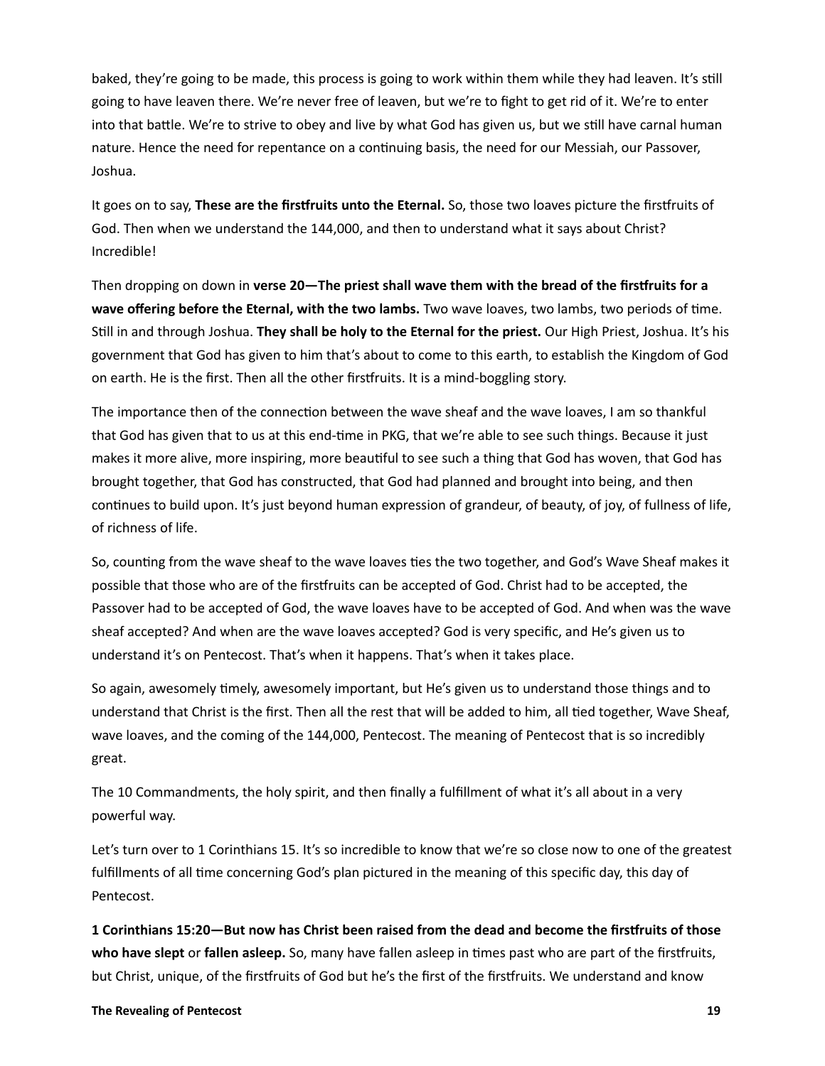baked, they're going to be made, this process is going to work within them while they had leaven. It's still going to have leaven there. We're never free of leaven, but we're to fight to get rid of it. We're to enter into that battle. We're to strive to obey and live by what God has given us, but we still have carnal human nature. Hence the need for repentance on a continuing basis, the need for our Messiah, our Passover, Joshua.

It goes on to say, **These are the firstfruits unto the Eternal.** So, those two loaves picture the firstfruits of God. Then when we understand the 144,000, and then to understand what it says about Christ? Incredible!

Then dropping on down in **verse 20—The priest shall wave them with the bread of the firstfruits for a wave offering before the Eternal, with the two lambs.** Two wave loaves, two lambs, two periods of time. Still in and through Joshua. **They shall be holy to the Eternal for the priest.** Our High Priest, Joshua. It's his government that God has given to him that's about to come to this earth, to establish the Kingdom of God on earth. He is the first. Then all the other firstfruits. It is a mind-boggling story.

The importance then of the connection between the wave sheaf and the wave loaves, I am so thankful that God has given that to us at this end-time in PKG, that we're able to see such things. Because it just makes it more alive, more inspiring, more beautiful to see such a thing that God has woven, that God has brought together, that God has constructed, that God had planned and brought into being, and then continues to build upon. It's just beyond human expression of grandeur, of beauty, of joy, of fullness of life, of richness of life.

So, counting from the wave sheaf to the wave loaves ties the two together, and God's Wave Sheaf makes it possible that those who are of the firstfruits can be accepted of God. Christ had to be accepted, the Passover had to be accepted of God, the wave loaves have to be accepted of God. And when was the wave sheaf accepted? And when are the wave loaves accepted? God is very specific, and He's given us to understand it's on Pentecost. That's when it happens. That's when it takes place.

So again, awesomely timely, awesomely important, but He's given us to understand those things and to understand that Christ is the first. Then all the rest that will be added to him, all tied together, Wave Sheaf, wave loaves, and the coming of the 144,000, Pentecost. The meaning of Pentecost that is so incredibly great.

The 10 Commandments, the holy spirit, and then finally a fulfillment of what it's all about in a very powerful way.

Let's turn over to 1 Corinthians 15. It's so incredible to know that we're so close now to one of the greatest fulfillments of all time concerning God's plan pictured in the meaning of this specific day, this day of Pentecost.

**1 Corinthians 15:20—But now has Christ been raised from the dead and become the firstfruits of those who have slept** or **fallen asleep.** So, many have fallen asleep in times past who are part of the firstfruits, but Christ, unique, of the firstfruits of God but he's the first of the firstfruits. We understand and know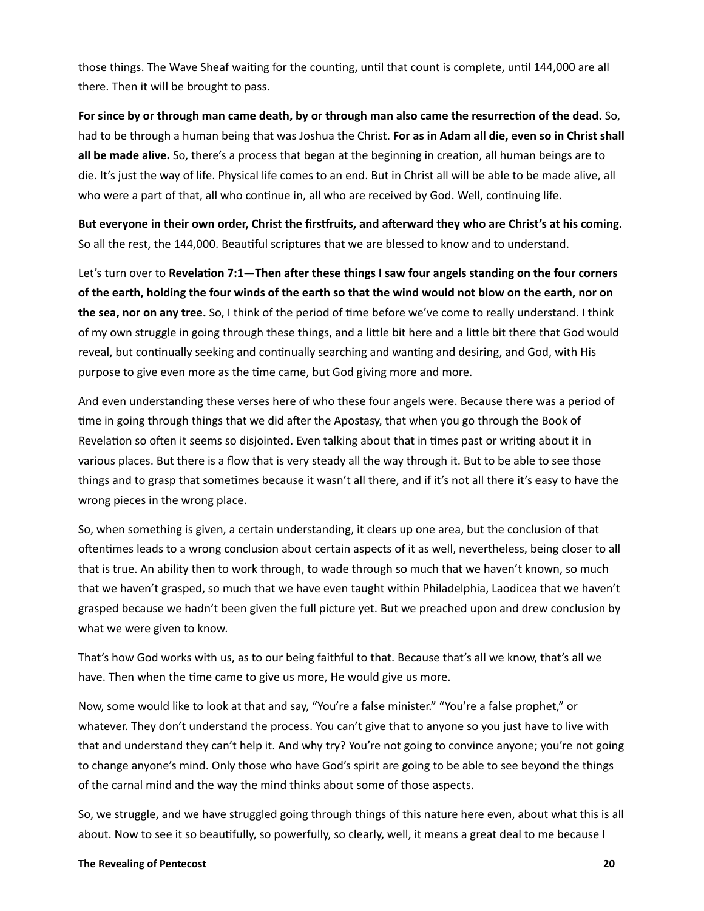those things. The Wave Sheaf waiting for the counting, until that count is complete, until 144,000 are all there. Then it will be brought to pass.

**For since by or through man came death, by or through man also came the resurrection of the dead.** So, had to be through a human being that was Joshua the Christ. **For as in Adam all die, even so in Christ shall all be made alive.** So, there's a process that began at the beginning in creation, all human beings are to die. It's just the way of life. Physical life comes to an end. But in Christ all will be able to be made alive, all who were a part of that, all who continue in, all who are received by God. Well, continuing life.

**But everyone in their own order, Christ the firstfruits, and afterward they who are Christ's at his coming.** So all the rest, the 144,000. Beautiful scriptures that we are blessed to know and to understand.

Let's turn over to **Revelation 7:1—Then after these things I saw four angels standing on the four corners of the earth, holding the four winds of the earth so that the wind would not blow on the earth, nor on the sea, nor on any tree.** So, I think of the period of time before we've come to really understand. I think of my own struggle in going through these things, and a little bit here and a little bit there that God would reveal, but continually seeking and continually searching and wanting and desiring, and God, with His purpose to give even more as the time came, but God giving more and more.

And even understanding these verses here of who these four angels were. Because there was a period of time in going through things that we did after the Apostasy, that when you go through the Book of Revelation so often it seems so disjointed. Even talking about that in times past or writing about it in various places. But there is a flow that is very steady all the way through it. But to be able to see those things and to grasp that sometimes because it wasn't all there, and if it's not all there it's easy to have the wrong pieces in the wrong place.

So, when something is given, a certain understanding, it clears up one area, but the conclusion of that oftentimes leads to a wrong conclusion about certain aspects of it as well, nevertheless, being closer to all that is true. An ability then to work through, to wade through so much that we haven't known, so much that we haven't grasped, so much that we have even taught within Philadelphia, Laodicea that we haven't grasped because we hadn't been given the full picture yet. But we preached upon and drew conclusion by what we were given to know.

That's how God works with us, as to our being faithful to that. Because that's all we know, that's all we have. Then when the time came to give us more, He would give us more.

Now, some would like to look at that and say, "You're a false minister." "You're a false prophet," or whatever. They don't understand the process. You can't give that to anyone so you just have to live with that and understand they can't help it. And why try? You're not going to convince anyone; you're not going to change anyone's mind. Only those who have God's spirit are going to be able to see beyond the things of the carnal mind and the way the mind thinks about some of those aspects.

So, we struggle, and we have struggled going through things of this nature here even, about what this is all about. Now to see it so beautifully, so powerfully, so clearly, well, it means a great deal to me because I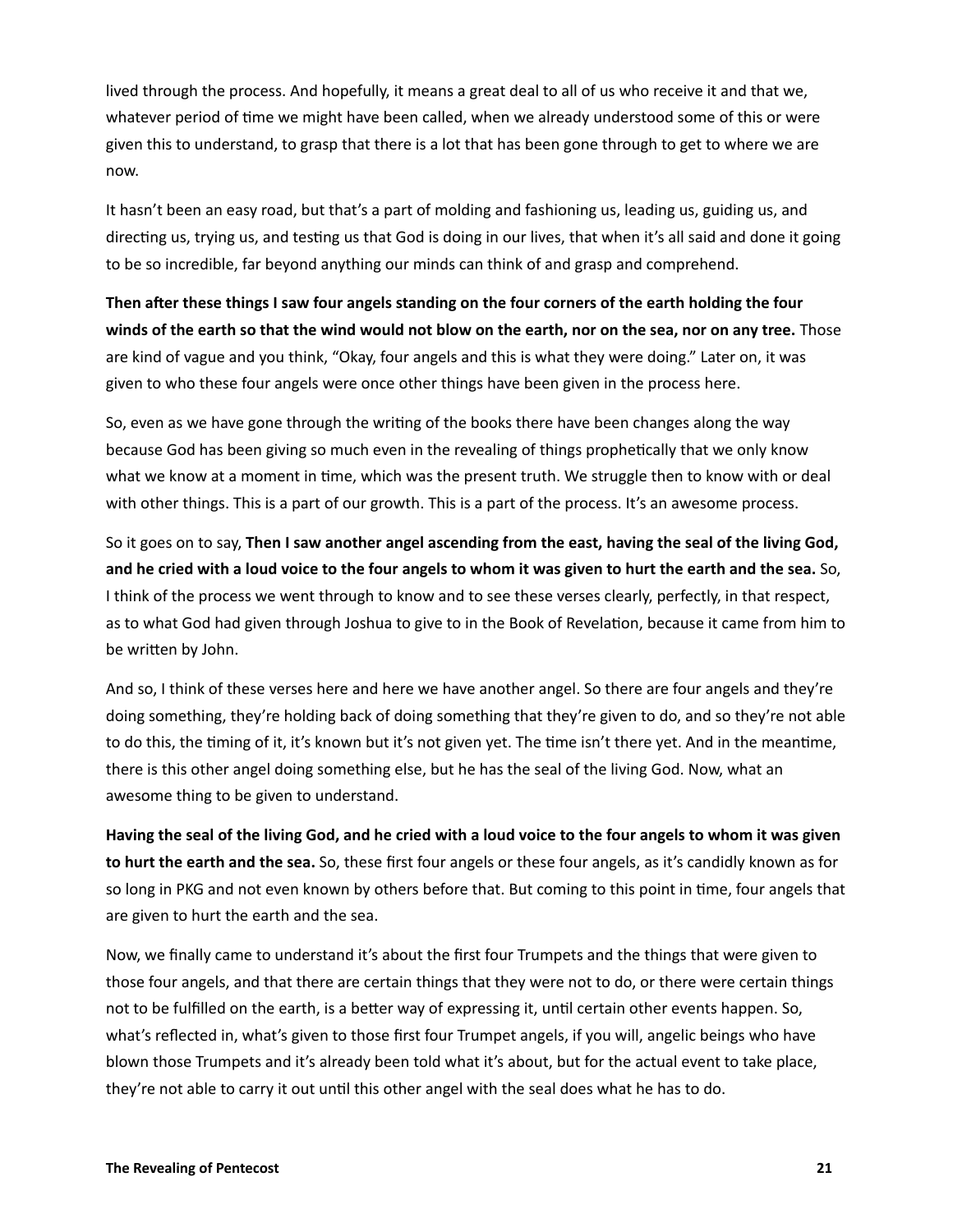lived through the process. And hopefully, it means a great deal to all of us who receive it and that we, whatever period of time we might have been called, when we already understood some of this or were given this to understand, to grasp that there is a lot that has been gone through to get to where we are now.

It hasn't been an easy road, but that's a part of molding and fashioning us, leading us, guiding us, and directing us, trying us, and testing us that God is doing in our lives, that when it's all said and done it going to be so incredible, far beyond anything our minds can think of and grasp and comprehend.

**Then after these things I saw four angels standing on the four corners of the earth holding the four winds of the earth so that the wind would not blow on the earth, nor on the sea, nor on any tree.** Those are kind of vague and you think, "Okay, four angels and this is what they were doing." Later on, it was given to who these four angels were once other things have been given in the process here.

So, even as we have gone through the writing of the books there have been changes along the way because God has been giving so much even in the revealing of things prophetically that we only know what we know at a moment in time, which was the present truth. We struggle then to know with or deal with other things. This is a part of our growth. This is a part of the process. It's an awesome process.

So it goes on to say, **Then I saw another angel ascending from the east, having the seal of the living God, and he cried with a loud voice to the four angels to whom it was given to hurt the earth and the sea.** So, I think of the process we went through to know and to see these verses clearly, perfectly, in that respect, as to what God had given through Joshua to give to in the Book of Revelation, because it came from him to be written by John.

And so, I think of these verses here and here we have another angel. So there are four angels and they're doing something, they're holding back of doing something that they're given to do, and so they're not able to do this, the timing of it, it's known but it's not given yet. The time isn't there yet. And in the meantime, there is this other angel doing something else, but he has the seal of the living God. Now, what an awesome thing to be given to understand.

**Having the seal of the living God, and he cried with a loud voice to the four angels to whom it was given to hurt the earth and the sea.** So, these first four angels or these four angels, as it's candidly known as for so long in PKG and not even known by others before that. But coming to this point in time, four angels that are given to hurt the earth and the sea.

Now, we finally came to understand it's about the first four Trumpets and the things that were given to those four angels, and that there are certain things that they were not to do, or there were certain things not to be fulfilled on the earth, is a better way of expressing it, until certain other events happen. So, what's reflected in, what's given to those first four Trumpet angels, if you will, angelic beings who have blown those Trumpets and it's already been told what it's about, but for the actual event to take place, they're not able to carry it out until this other angel with the seal does what he has to do.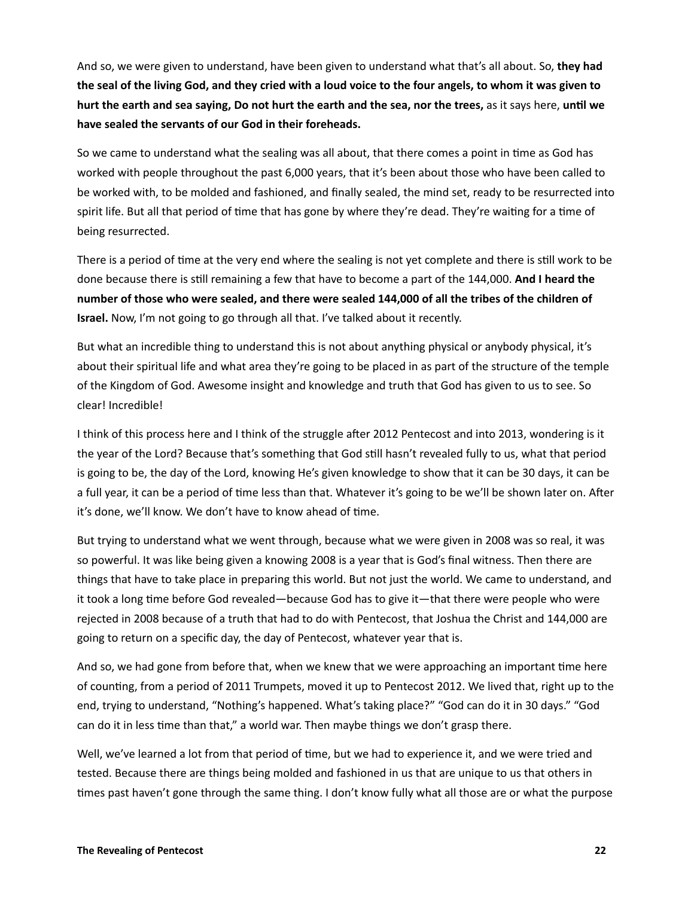And so, we were given to understand, have been given to understand what that's all about. So, **they had the seal of the living God, and they cried with a loud voice to the four angels, to whom it was given to hurt the earth and sea saying, Do not hurt the earth and the sea, nor the trees,** as it says here, **until we have sealed the servants of our God in their foreheads.**

So we came to understand what the sealing was all about, that there comes a point in time as God has worked with people throughout the past 6,000 years, that it's been about those who have been called to be worked with, to be molded and fashioned, and finally sealed, the mind set, ready to be resurrected into spirit life. But all that period of time that has gone by where they're dead. They're waiting for a time of being resurrected.

There is a period of time at the very end where the sealing is not yet complete and there is still work to be done because there is still remaining a few that have to become a part of the 144,000. **And I heard the number of those who were sealed, and there were sealed 144,000 of all the tribes of the children of Israel.** Now, I'm not going to go through all that. I've talked about it recently.

But what an incredible thing to understand this is not about anything physical or anybody physical, it's about their spiritual life and what area they're going to be placed in as part of the structure of the temple of the Kingdom of God. Awesome insight and knowledge and truth that God has given to us to see. So clear! Incredible!

I think of this process here and I think of the struggle after 2012 Pentecost and into 2013, wondering is it the year of the Lord? Because that's something that God still hasn't revealed fully to us, what that period is going to be, the day of the Lord, knowing He's given knowledge to show that it can be 30 days, it can be a full year, it can be a period of time less than that. Whatever it's going to be we'll be shown later on. After it's done, we'll know. We don't have to know ahead of time.

But trying to understand what we went through, because what we were given in 2008 was so real, it was so powerful. It was like being given a knowing 2008 is a year that is God's final witness. Then there are things that have to take place in preparing this world. But not just the world. We came to understand, and it took a long time before God revealed—because God has to give it—that there were people who were rejected in 2008 because of a truth that had to do with Pentecost, that Joshua the Christ and 144,000 are going to return on a specific day, the day of Pentecost, whatever year that is.

And so, we had gone from before that, when we knew that we were approaching an important time here of counting, from a period of 2011 Trumpets, moved it up to Pentecost 2012. We lived that, right up to the end, trying to understand, "Nothing's happened. What's taking place?" "God can do it in 30 days." "God can do it in less time than that," a world war. Then maybe things we don't grasp there.

Well, we've learned a lot from that period of time, but we had to experience it, and we were tried and tested. Because there are things being molded and fashioned in us that are unique to us that others in times past haven't gone through the same thing. I don't know fully what all those are or what the purpose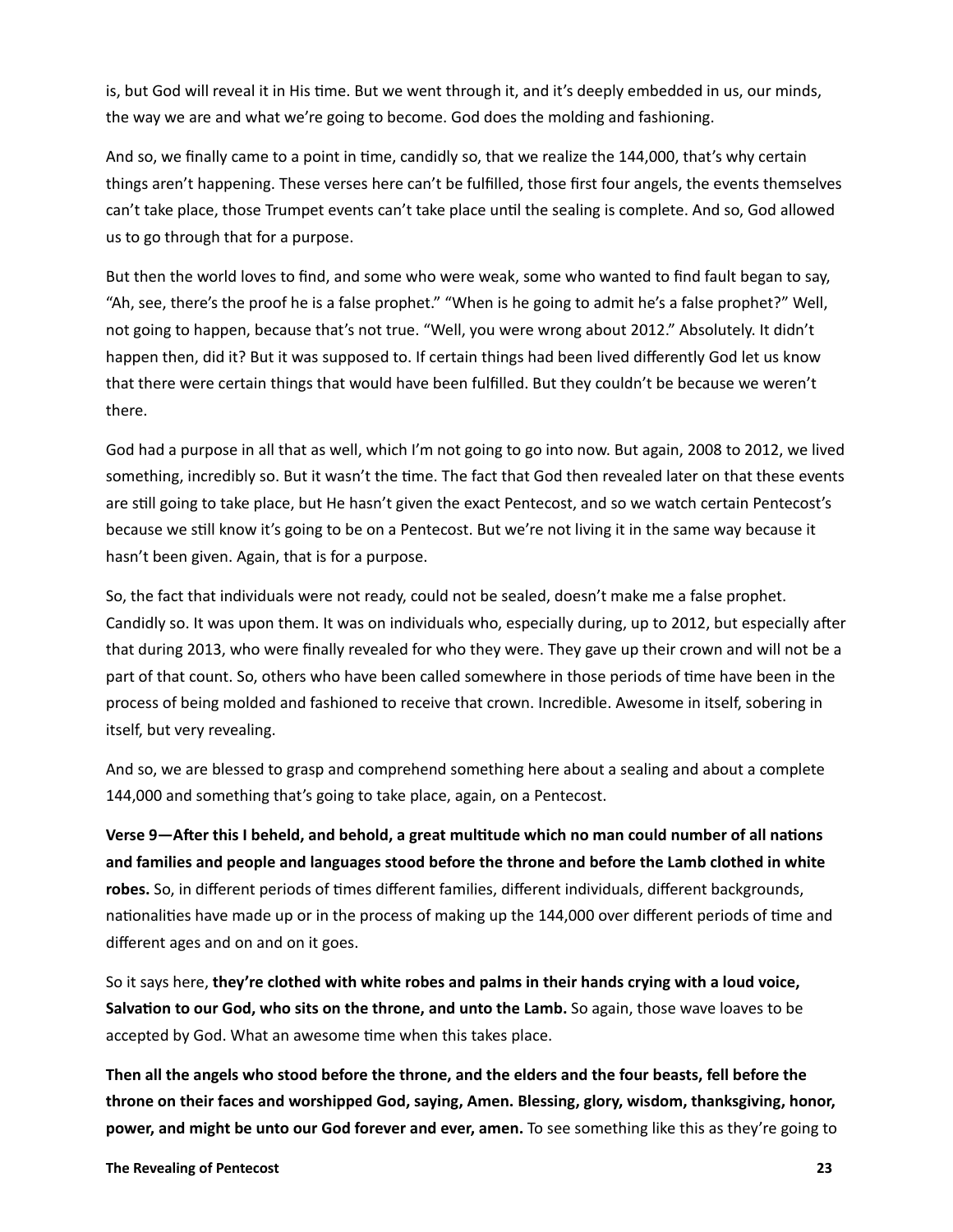is, but God will reveal it in His time. But we went through it, and it's deeply embedded in us, our minds, the way we are and what we're going to become. God does the molding and fashioning.

And so, we finally came to a point in time, candidly so, that we realize the 144,000, that's why certain things aren't happening. These verses here can't be fulfilled, those first four angels, the events themselves can't take place, those Trumpet events can't take place until the sealing is complete. And so, God allowed us to go through that for a purpose.

But then the world loves to find, and some who were weak, some who wanted to find fault began to say, "Ah, see, there's the proof he is a false prophet." "When is he going to admit he's a false prophet?" Well, not going to happen, because that's not true. "Well, you were wrong about 2012." Absolutely. It didn't happen then, did it? But it was supposed to. If certain things had been lived differently God let us know that there were certain things that would have been fulfilled. But they couldn't be because we weren't there.

God had a purpose in all that as well, which I'm not going to go into now. But again, 2008 to 2012, we lived something, incredibly so. But it wasn't the time. The fact that God then revealed later on that these events are still going to take place, but He hasn't given the exact Pentecost, and so we watch certain Pentecost's because we still know it's going to be on a Pentecost. But we're not living it in the same way because it hasn't been given. Again, that is for a purpose.

So, the fact that individuals were not ready, could not be sealed, doesn't make me a false prophet. Candidly so. It was upon them. It was on individuals who, especially during, up to 2012, but especially after that during 2013, who were finally revealed for who they were. They gave up their crown and will not be a part of that count. So, others who have been called somewhere in those periods of time have been in the process of being molded and fashioned to receive that crown. Incredible. Awesome in itself, sobering in itself, but very revealing.

And so, we are blessed to grasp and comprehend something here about a sealing and about a complete 144,000 and something that's going to take place, again, on a Pentecost.

**Verse 9—After this I beheld, and behold, a great multitude which no man could number of all nations and families and people and languages stood before the throne and before the Lamb clothed in white robes.** So, in different periods of times different families, different individuals, different backgrounds, nationalities have made up or in the process of making up the 144,000 over different periods of time and different ages and on and on it goes.

So it says here, **they're clothed with white robes and palms in their hands crying with a loud voice, Salvation to our God, who sits on the throne, and unto the Lamb.** So again, those wave loaves to be accepted by God. What an awesome time when this takes place.

**Then all the angels who stood before the throne, and the elders and the four beasts, fell before the throne on their faces and worshipped God, saying, Amen. Blessing, glory, wisdom, thanksgiving, honor, power, and might be unto our God forever and ever, amen.** To see something like this as they're going to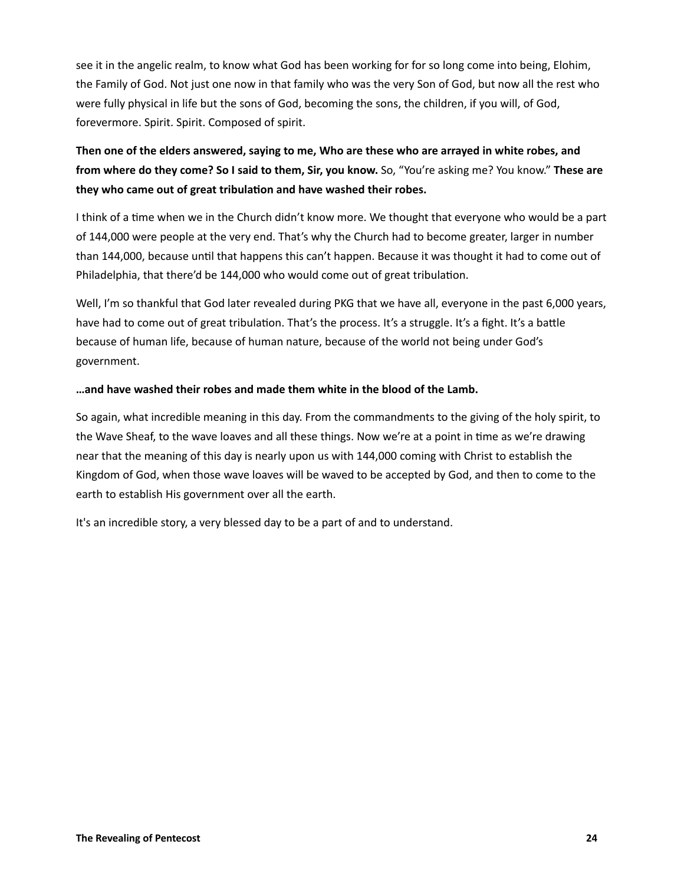see it in the angelic realm, to know what God has been working for for so long come into being, Elohim, the Family of God. Not just one now in that family who was the very Son of God, but now all the rest who were fully physical in life but the sons of God, becoming the sons, the children, if you will, of God, forevermore. Spirit. Spirit. Composed of spirit.

**Then one of the elders answered, saying to me, Who are these who are arrayed in white robes, and from where do they come? So I said to them, Sir, you know.** So, "You're asking me? You know." **These are they who came out of great tribulation and have washed their robes.**

I think of a time when we in the Church didn't know more. We thought that everyone who would be a part of 144,000 were people at the very end. That's why the Church had to become greater, larger in number than 144,000, because until that happens this can't happen. Because it was thought it had to come out of Philadelphia, that there'd be 144,000 who would come out of great tribulation.

Well, I'm so thankful that God later revealed during PKG that we have all, everyone in the past 6,000 years, have had to come out of great tribulation. That's the process. It's a struggle. It's a fight. It's a battle because of human life, because of human nature, because of the world not being under God's government.

**…and have washed their robes and made them white in the blood of the Lamb.**

So again, what incredible meaning in this day. From the commandments to the giving of the holy spirit, to the Wave Sheaf, to the wave loaves and all these things. Now we're at a point in time as we're drawing near that the meaning of this day is nearly upon us with 144,000 coming with Christ to establish the Kingdom of God, when those wave loaves will be waved to be accepted by God, and then to come to the earth to establish His government over all the earth.

It's an incredible story, a very blessed day to be a part of and to understand.